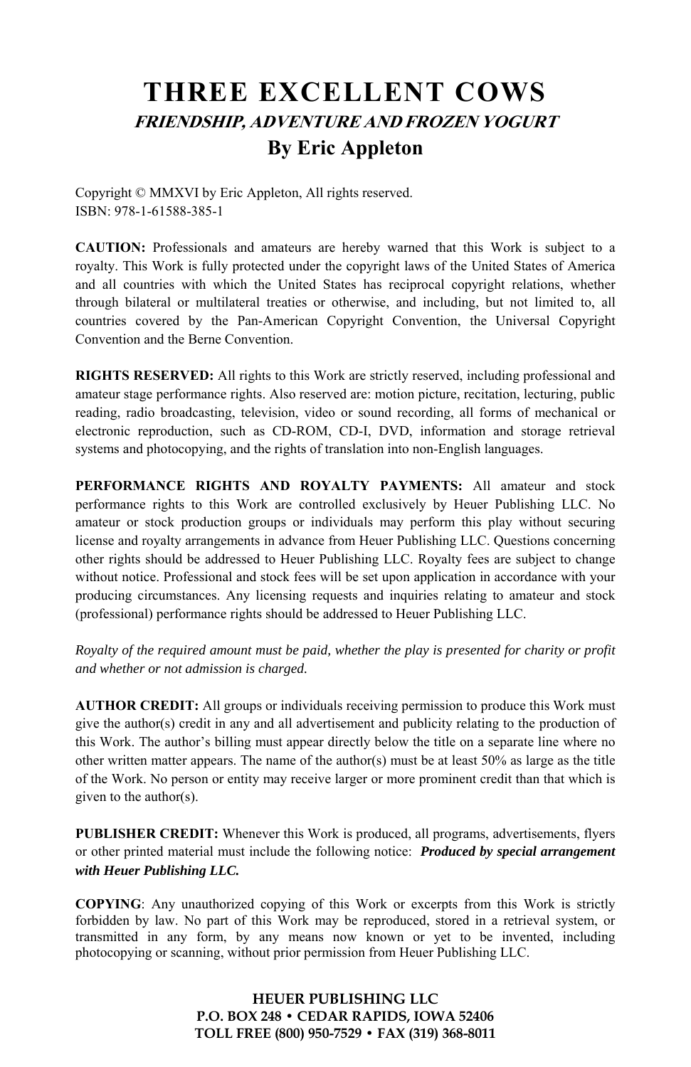# THREE EXCELLENT COWS

## *FRIENDSHIP, ADVENTURE AND FROZEN YOGURT*

## By Eric Appleton

Copyright © MMXVI by Eric Appleton, All rights reserved.
ISBN: 978-1-61588-385-1

**CAUTION:** Professionals and amateurs are hereby warned that this Work is subject to a royalty. This Work is fully protected under the copyright laws of the United States of America and all countries with which the United States has reciprocal copyright relations, whether through bilateral or multilateral treaties or otherwise, and including, but not limited to, all countries covered by the Pan-American Copyright Convention, the Universal Copyright Convention and the Berne Convention.

**RIGHTS RESERVED:** All rights to this Work are strictly reserved, including professional and amateur stage performance rights. Also reserved are: motion picture, recitation, lecturing, public reading, radio broadcasting, television, video or sound recording, all forms of mechanical or electronic reproduction, such as CD-ROM, CD-I, DVD, information and storage retrieval systems and photocopying, and the rights of translation into non-English languages.

**PERFORMANCE RIGHTS AND ROYALTY PAYMENTS:** All amateur and stock performance rights to this Work are controlled exclusively by Heuer Publishing LLC. No amateur or stock production groups or individuals may perform this play without securing license and royalty arrangements in advance from Heuer Publishing LLC. Questions concerning other rights should be addressed to Heuer Publishing LLC. Royalty fees are subject to change without notice. Professional and stock fees will be set upon application in accordance with your producing circumstances. Any licensing requests and inquiries relating to amateur and stock (professional) performance rights should be addressed to Heuer Publishing LLC.

*Royalty of the required amount must be paid, whether the play is presented for charity or profit and whether or not admission is charged.*

**AUTHOR CREDIT:** All groups or individuals receiving permission to produce this Work must give the author(s) credit in any and all advertisement and publicity relating to the production of this Work. The author's billing must appear directly below the title on a separate line where no other written matter appears. The name of the author(s) must be at least 50% as large as the title of the Work. No person or entity may receive larger or more prominent credit than that which is given to the author(s).

**PUBLISHER CREDIT:** Whenever this Work is produced, all programs, advertisements, flyers or other printed material must include the following notice: ***Produced by special arrangement with Heuer Publishing LLC.***

**COPYING**: Any unauthorized copying of this Work or excerpts from this Work is strictly forbidden by law. No part of this Work may be reproduced, stored in a retrieval system, or transmitted in any form, by any means now known or yet to be invented, including photocopying or scanning, without prior permission from Heuer Publishing LLC.

**HEUER PUBLISHING LLC**
**P.O. BOX 248 • CEDAR RAPIDS, IOWA 52406**
**TOLL FREE (800) 950-7529 • FAX (319) 368-8011**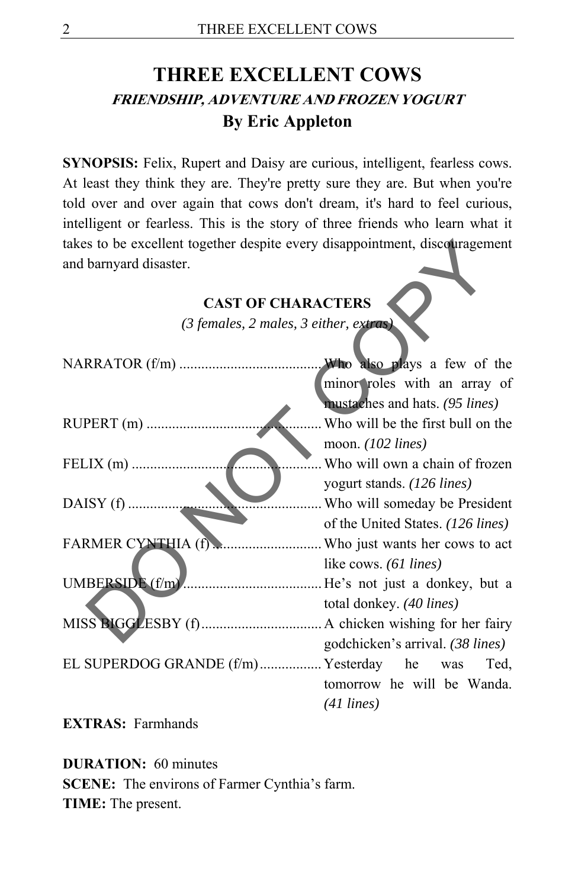# THREE EXCELLENT COWS

## *FRIENDSHIP, ADVENTURE AND FROZEN YOGURT*

### By Eric Appleton

**SYNOPSIS:** Felix, Rupert and Daisy are curious, intelligent, fearless cows. At least they think they are. They're pretty sure they are. But when you're told over and over again that cows don't dream, it's hard to feel curious, intelligent or fearless. This is the story of three friends who learn what it takes to be excellent together despite every disappointment, discouragement and barnyard disaster.

**CAST OF CHARACTERS**

*(3 females, 2 males, 3 either, extras)*

NARRATOR (f/m) ....... Who also plays a few of the minor roles with an array of mustaches and hats. *(95 lines)*

RUPERT (m) ....... Who will be the first bull on the moon. *(102 lines)*

FELIX (m) ....... Who will own a chain of frozen yogurt stands. *(126 lines)*

DAISY (f) ....... Who will someday be President of the United States. *(126 lines)*

FARMER CYNTHIA (f) ....... Who just wants her cows to act like cows. *(61 lines)*

UMBERSIDE (f/m) ....... He's not just a donkey, but a total donkey. *(40 lines)*

MISS BIGGLESBY (f) ....... A chicken wishing for her fairy godchicken's arrival. *(38 lines)*

EL SUPERDOG GRANDE (f/m) ....... Yesterday he was Ted, tomorrow he will be Wanda. *(41 lines)*

**EXTRAS:** Farmhands

**DURATION:** 60 minutes
**SCENE:** The environs of Farmer Cynthia's farm.
**TIME:** The present.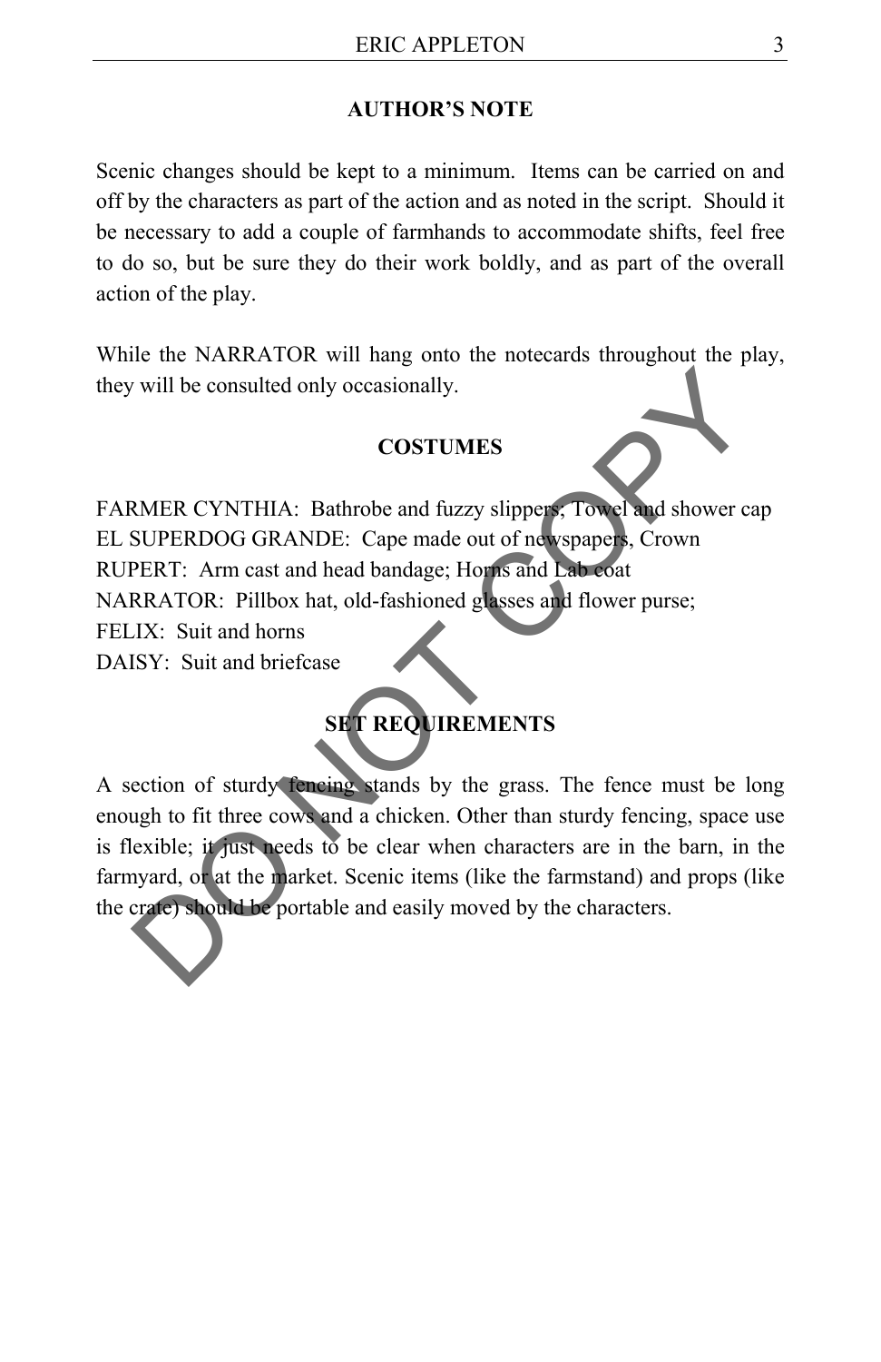## AUTHOR'S NOTE

Scenic changes should be kept to a minimum. Items can be carried on and off by the characters as part of the action and as noted in the script. Should it be necessary to add a couple of farmhands to accommodate shifts, feel free to do so, but be sure they do their work boldly, and as part of the overall action of the play.

While the NARRATOR will hang onto the notecards throughout the play, they will be consulted only occasionally.

## COSTUMES

FARMER CYNTHIA: Bathrobe and fuzzy slippers; Towel and shower cap
EL SUPERDOG GRANDE: Cape made out of newspapers, Crown
RUPERT: Arm cast and head bandage; Horns and Lab coat
NARRATOR: Pillbox hat, old-fashioned glasses and flower purse;
FELIX: Suit and horns
DAISY: Suit and briefcase

## SET REQUIREMENTS

A section of sturdy fencing stands by the grass. The fence must be long enough to fit three cows and a chicken. Other than sturdy fencing, space use is flexible; it just needs to be clear when characters are in the barn, in the farmyard, or at the market. Scenic items (like the farmstand) and props (like the crate) should be portable and easily moved by the characters.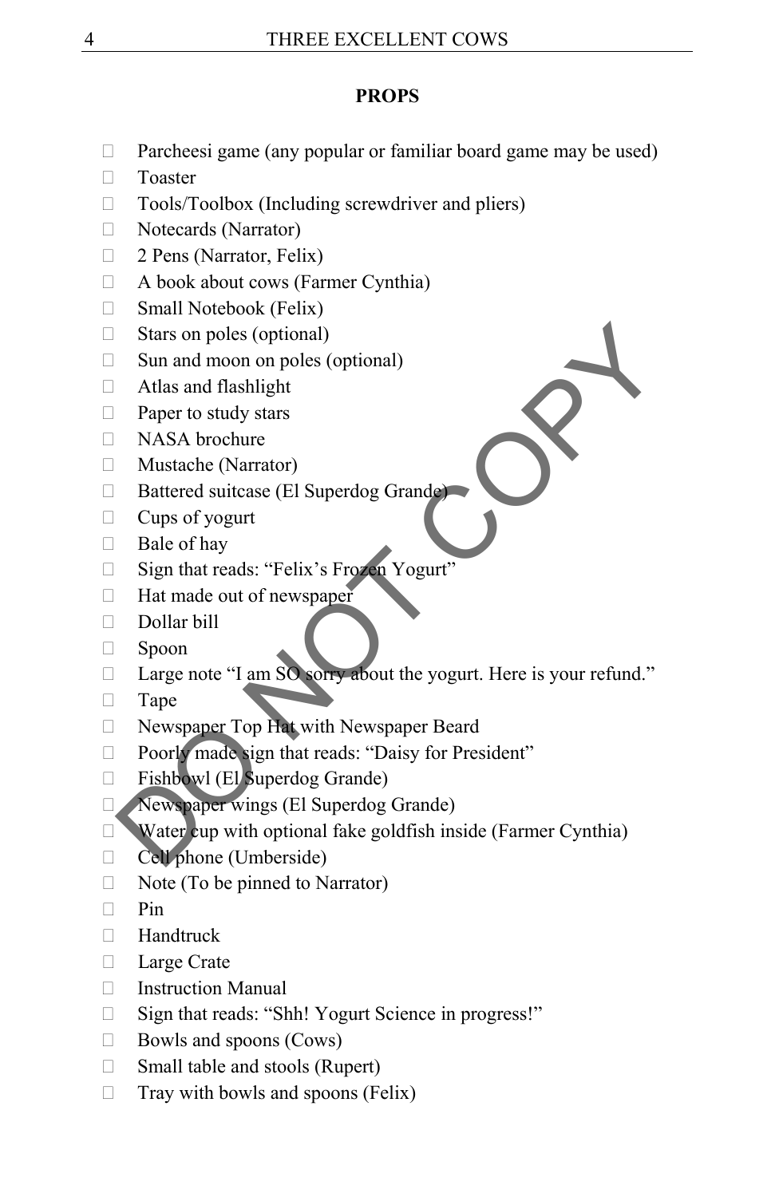## PROPS

- Parcheesi game (any popular or familiar board game may be used)
- Toaster
- Tools/Toolbox (Including screwdriver and pliers)
- Notecards (Narrator)
- 2 Pens (Narrator, Felix)
- A book about cows (Farmer Cynthia)
- Small Notebook (Felix)
- Stars on poles (optional)
- Sun and moon on poles (optional)
- Atlas and flashlight
- Paper to study stars
- NASA brochure
- Mustache (Narrator)
- Battered suitcase (El Superdog Grande)
- Cups of yogurt
- Bale of hay
- Sign that reads: "Felix's Frozen Yogurt"
- Hat made out of newspaper
- Dollar bill
- Spoon
- Large note "I am SO sorry about the yogurt. Here is your refund."
- Tape
- Newspaper Top Hat with Newspaper Beard
- Poorly made sign that reads: "Daisy for President"
- Fishbowl (El Superdog Grande)
- Newspaper wings (El Superdog Grande)
- Water cup with optional fake goldfish inside (Farmer Cynthia)
- Cell phone (Umberside)
- Note (To be pinned to Narrator)
- Pin
- Handtruck
- Large Crate
- Instruction Manual
- Sign that reads: "Shh! Yogurt Science in progress!"
- Bowls and spoons (Cows)
- Small table and stools (Rupert)
- Tray with bowls and spoons (Felix)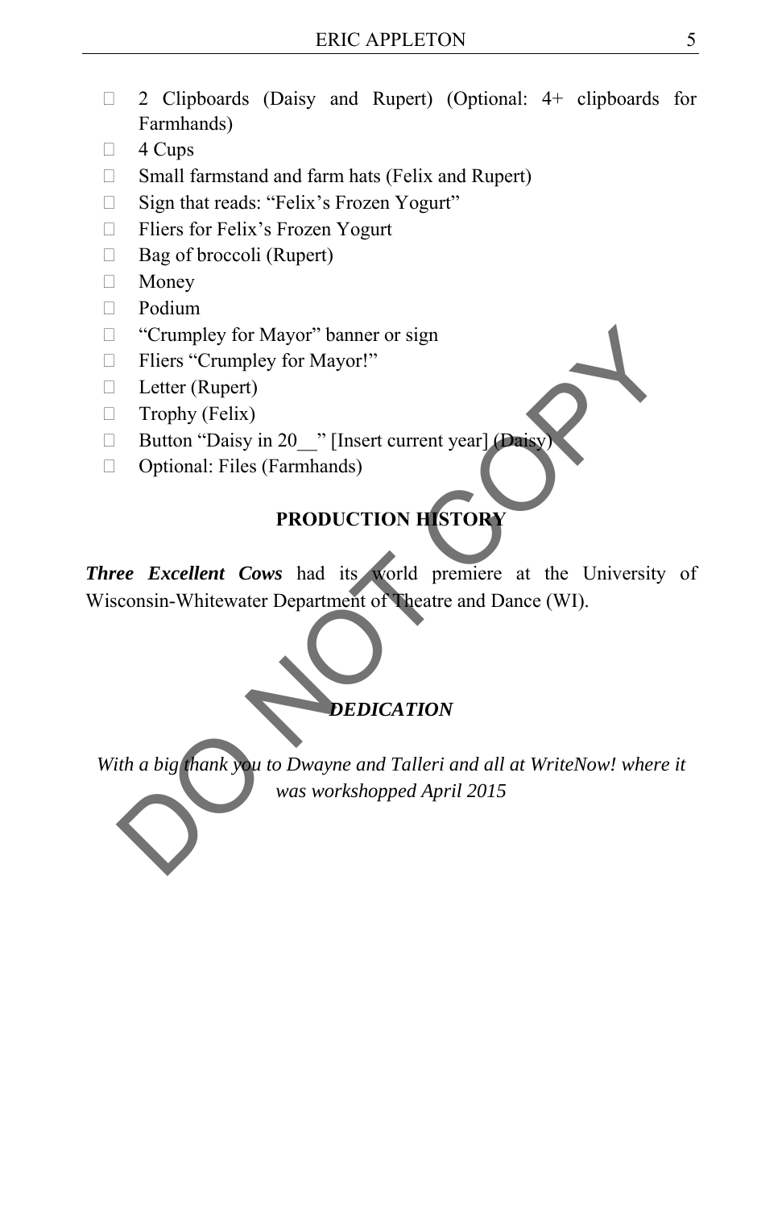- 2 Clipboards (Daisy and Rupert) (Optional: 4+ clipboards for Farmhands)
- 4 Cups
- Small farmstand and farm hats (Felix and Rupert)
- Sign that reads: "Felix's Frozen Yogurt"
- Fliers for Felix's Frozen Yogurt
- Bag of broccoli (Rupert)
- Money
- Podium
- "Crumpley for Mayor" banner or sign
- Fliers "Crumpley for Mayor!"
- Letter (Rupert)
- Trophy (Felix)
- Button "Daisy in 20__" [Insert current year] (Daisy)
- Optional: Files (Farmhands)

## PRODUCTION HISTORY

***Three Excellent Cows*** had its world premiere at the University of Wisconsin-Whitewater Department of Theatre and Dance (WI).

## *DEDICATION*

*With a big thank you to Dwayne and Talleri and all at WriteNow! where it was workshopped April 2015*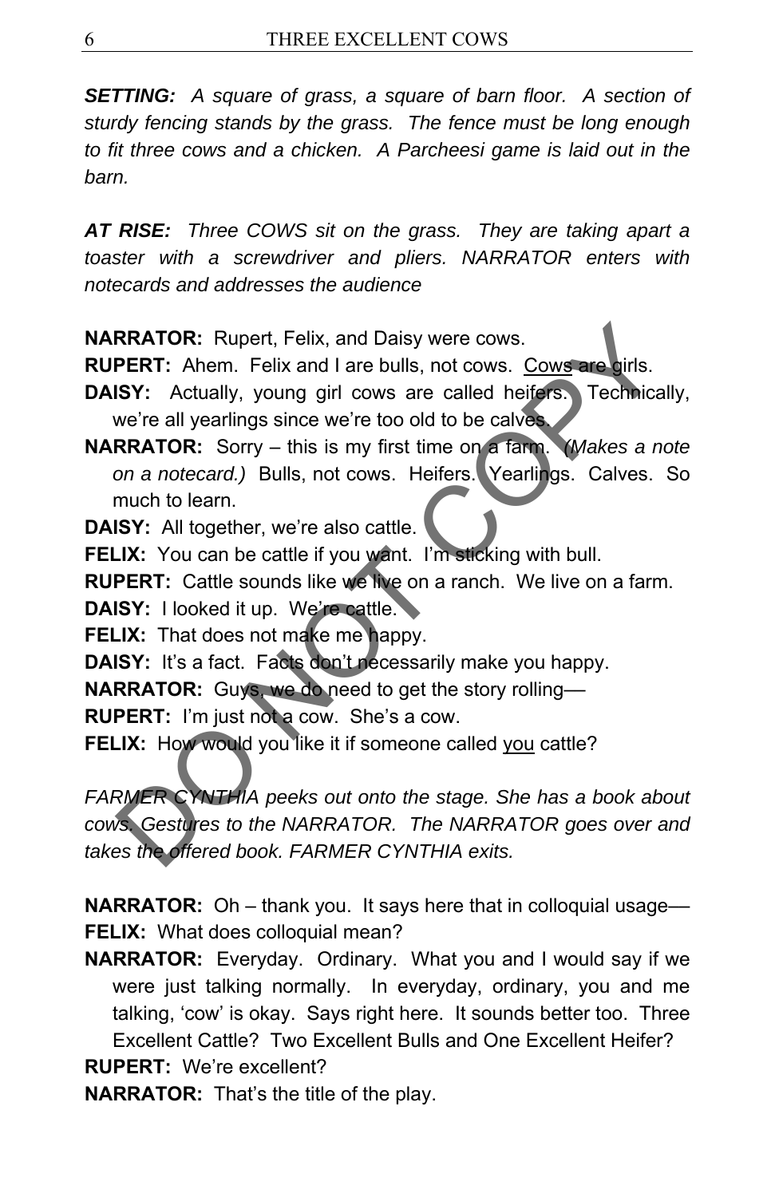***SETTING:*** *A square of grass, a square of barn floor. A section of sturdy fencing stands by the grass. The fence must be long enough to fit three cows and a chicken. A Parcheesi game is laid out in the barn.*

***AT RISE:*** *Three COWS sit on the grass. They are taking apart a toaster with a screwdriver and pliers. NARRATOR enters with notecards and addresses the audience*

**NARRATOR:** Rupert, Felix, and Daisy were cows.

**RUPERT:** Ahem. Felix and I are bulls, not cows. <u>Cows</u> are girls.

**DAISY:** Actually, young girl cows are called heifers. Technically, we're all yearlings since we're too old to be calves.

**NARRATOR:** Sorry – this is my first time on a farm. *(Makes a note on a notecard.)* Bulls, not cows. Heifers. Yearlings. Calves. So much to learn.

**DAISY:** All together, we're also cattle.

**FELIX:** You can be cattle if you want. I'm sticking with bull.

**RUPERT:** Cattle sounds like we live on a ranch. We live on a farm.

**DAISY:** I looked it up. We're cattle.

**FELIX:** That does not make me happy.

**DAISY:** It's a fact. Facts don't necessarily make you happy.

**NARRATOR:** Guys, we do need to get the story rolling—

**RUPERT:** I'm just not a cow. She's a cow.

**FELIX:** How would you like it if someone called <u>you</u> cattle?

*FARMER CYNTHIA peeks out onto the stage. She has a book about cows. Gestures to the NARRATOR. The NARRATOR goes over and takes the offered book. FARMER CYNTHIA exits.*

**NARRATOR:** Oh – thank you. It says here that in colloquial usage—

**FELIX:** What does colloquial mean?

**NARRATOR:** Everyday. Ordinary. What you and I would say if we were just talking normally. In everyday, ordinary, you and me talking, 'cow' is okay. Says right here. It sounds better too. Three Excellent Cattle? Two Excellent Bulls and One Excellent Heifer?

**RUPERT:** We're excellent?

**NARRATOR:** That's the title of the play.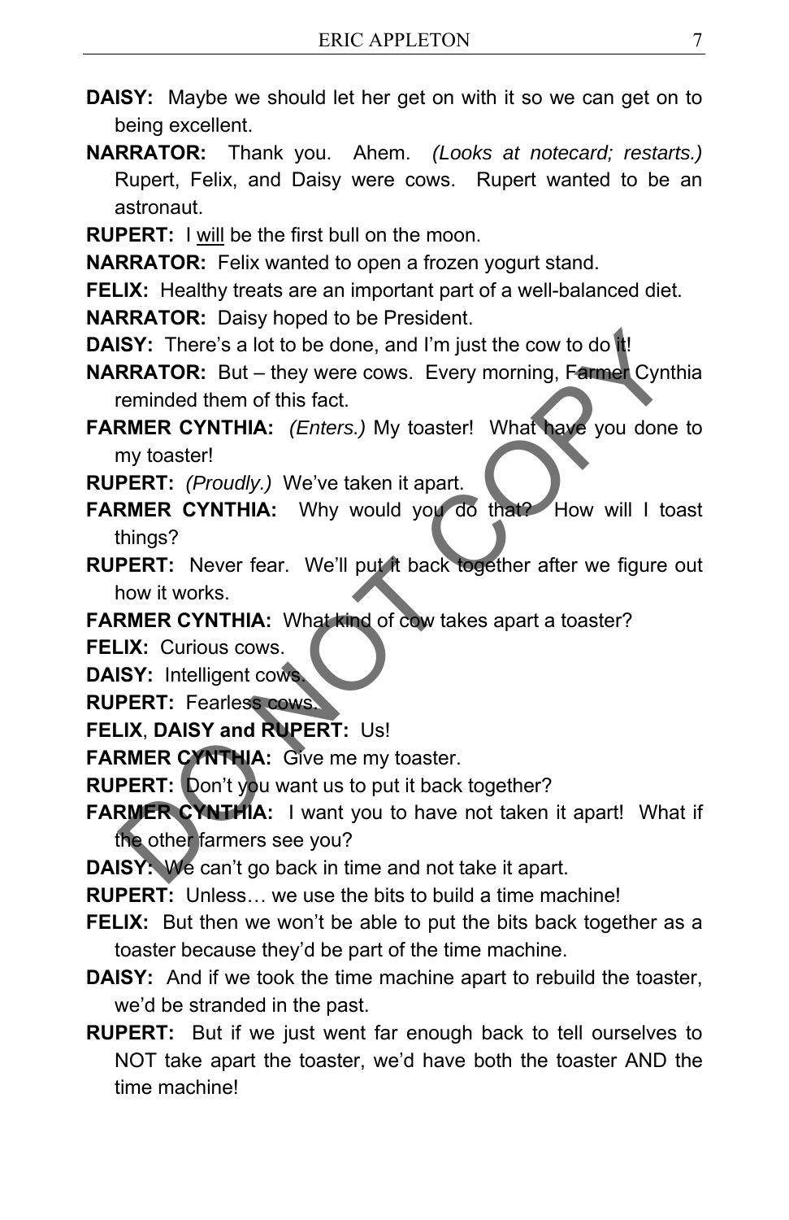**DAISY:** Maybe we should let her get on with it so we can get on to being excellent.

**NARRATOR:** Thank you. Ahem. *(Looks at notecard; restarts.)* Rupert, Felix, and Daisy were cows. Rupert wanted to be an astronaut.

**RUPERT:** I <u>will</u> be the first bull on the moon.

**NARRATOR:** Felix wanted to open a frozen yogurt stand.

**FELIX:** Healthy treats are an important part of a well-balanced diet.

**NARRATOR:** Daisy hoped to be President.

**DAISY:** There's a lot to be done, and I'm just the cow to do it!

**NARRATOR:** But – they were cows. Every morning, Farmer Cynthia reminded them of this fact.

**FARMER CYNTHIA:** *(Enters.)* My toaster! What have you done to my toaster!

**RUPERT:** *(Proudly.)* We've taken it apart.

**FARMER CYNTHIA:** Why would you do that? How will I toast things?

**RUPERT:** Never fear. We'll put it back together after we figure out how it works.

**FARMER CYNTHIA:** What kind of cow takes apart a toaster?

**FELIX:** Curious cows.

**DAISY:** Intelligent cows.

**RUPERT:** Fearless cows.

**FELIX**, **DAISY and RUPERT:** Us!

**FARMER CYNTHIA:** Give me my toaster.

**RUPERT:** Don't you want us to put it back together?

**FARMER CYNTHIA:** I want you to have not taken it apart! What if the other farmers see you?

**DAISY:** We can't go back in time and not take it apart.

**RUPERT:** Unless… we use the bits to build a time machine!

**FELIX:** But then we won't be able to put the bits back together as a toaster because they'd be part of the time machine.

**DAISY:** And if we took the time machine apart to rebuild the toaster, we'd be stranded in the past.

**RUPERT:** But if we just went far enough back to tell ourselves to NOT take apart the toaster, we'd have both the toaster AND the time machine!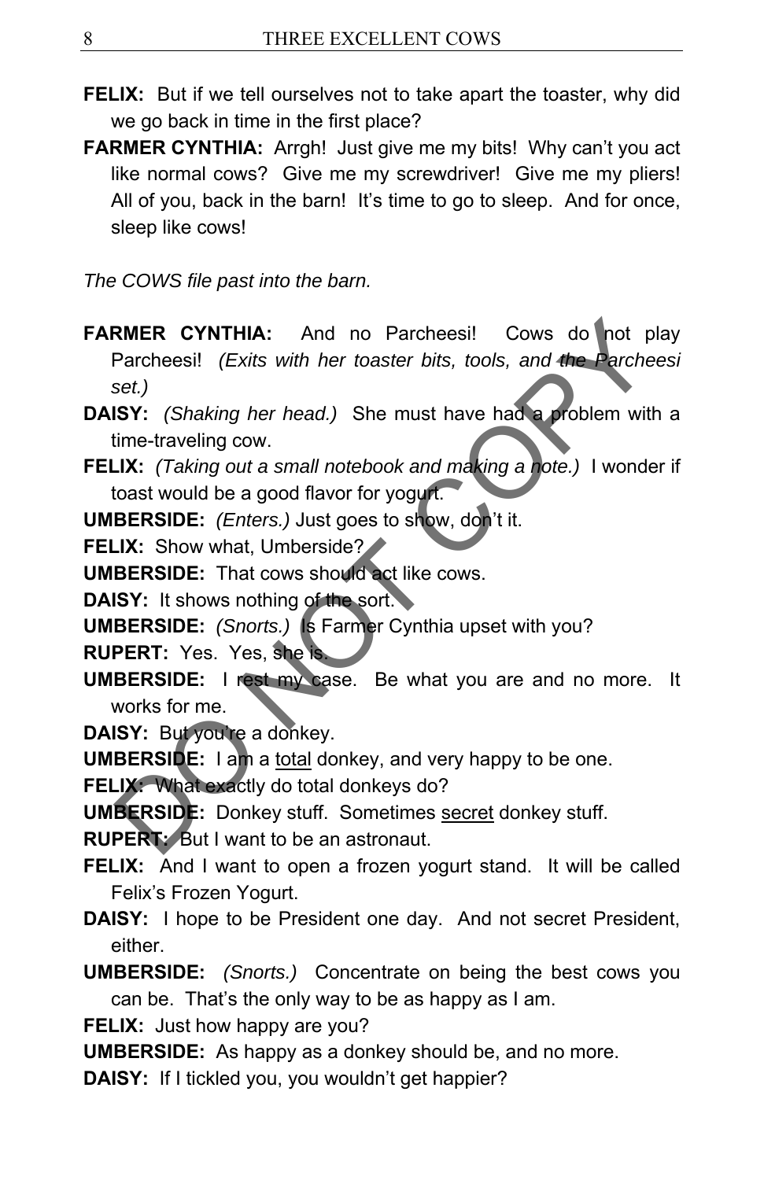**FELIX:** But if we tell ourselves not to take apart the toaster, why did we go back in time in the first place?

**FARMER CYNTHIA:** Arrgh! Just give me my bits! Why can't you act like normal cows? Give me my screwdriver! Give me my pliers! All of you, back in the barn! It's time to go to sleep. And for once, sleep like cows!

*The COWS file past into the barn.*

**FARMER CYNTHIA:** And no Parcheesi! Cows do not play Parcheesi! *(Exits with her toaster bits, tools, and the Parcheesi set.)*

**DAISY:** *(Shaking her head.)* She must have had a problem with a time-traveling cow.

**FELIX:** *(Taking out a small notebook and making a note.)* I wonder if toast would be a good flavor for yogurt.

**UMBERSIDE:** *(Enters.)* Just goes to show, don't it.

**FELIX:** Show what, Umberside?

**UMBERSIDE:** That cows should act like cows.

**DAISY:** It shows nothing of the sort.

**UMBERSIDE:** *(Snorts.)* Is Farmer Cynthia upset with you?

**RUPERT:** Yes. Yes, she is.

**UMBERSIDE:** I rest my case. Be what you are and no more. It works for me.

**DAISY:** But you're a donkey.

**UMBERSIDE:** I am a <u>total</u> donkey, and very happy to be one.

**FELIX:** What exactly do total donkeys do?

**UMBERSIDE:** Donkey stuff. Sometimes <u>secret</u> donkey stuff.

**RUPERT:** But I want to be an astronaut.

**FELIX:** And I want to open a frozen yogurt stand. It will be called Felix's Frozen Yogurt.

**DAISY:** I hope to be President one day. And not secret President, either.

**UMBERSIDE:** *(Snorts.)* Concentrate on being the best cows you can be. That's the only way to be as happy as I am.

**FELIX:** Just how happy are you?

**UMBERSIDE:** As happy as a donkey should be, and no more.

**DAISY:** If I tickled you, you wouldn't get happier?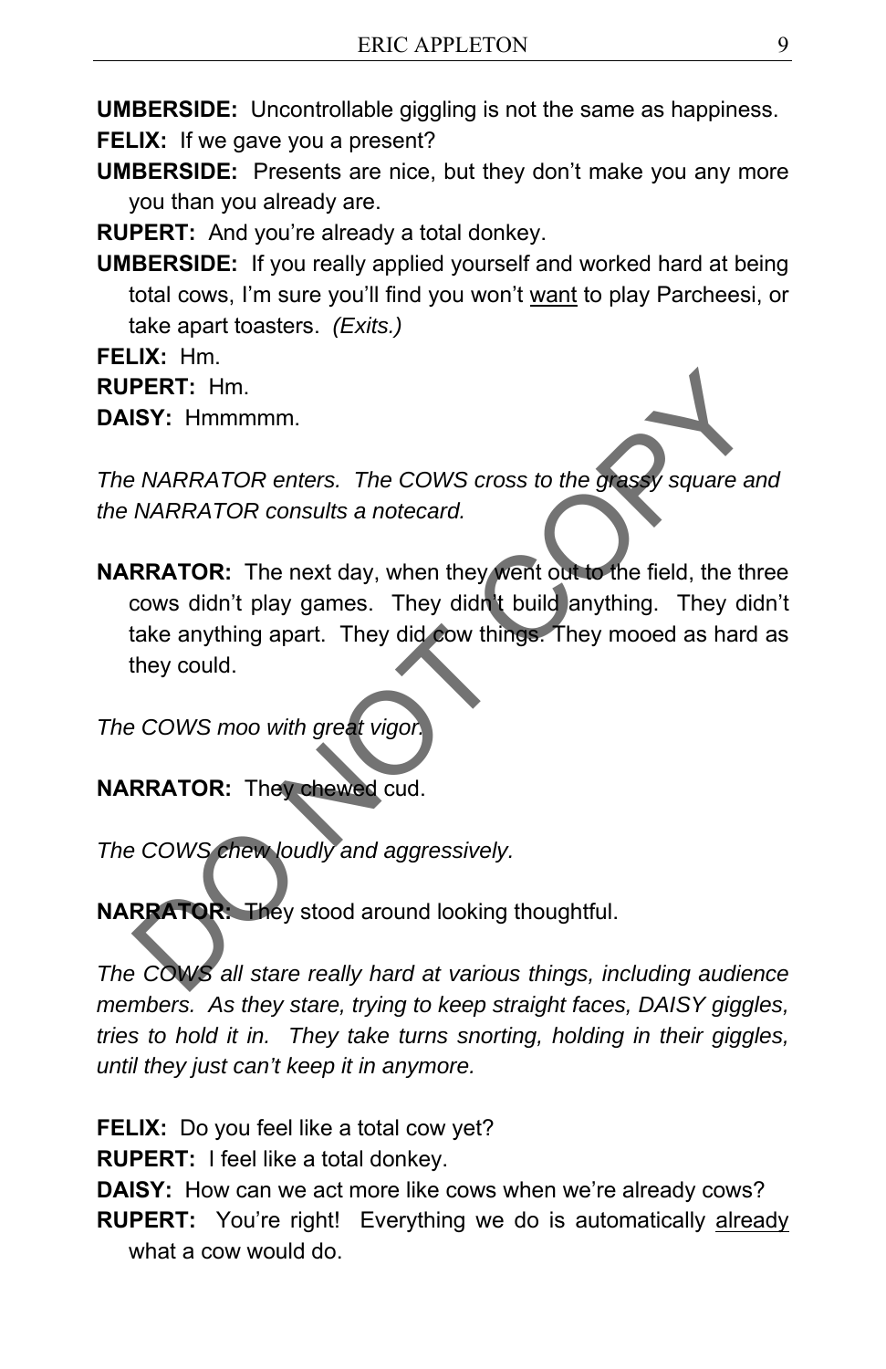**UMBERSIDE:** Uncontrollable giggling is not the same as happiness.

**FELIX:** If we gave you a present?

**UMBERSIDE:** Presents are nice, but they don't make you any more you than you already are.

**RUPERT:** And you're already a total donkey.

**UMBERSIDE:** If you really applied yourself and worked hard at being total cows, I'm sure you'll find you won't <u>want</u> to play Parcheesi, or take apart toasters. *(Exits.)*

**FELIX:** Hm.

**RUPERT:** Hm.

**DAISY:** Hmmmmm.

*The NARRATOR enters. The COWS cross to the grassy square and the NARRATOR consults a notecard.*

**NARRATOR:** The next day, when they went out to the field, the three cows didn't play games. They didn't build anything. They didn't take anything apart. They did cow things. They mooed as hard as they could.

*The COWS moo with great vigor.*

**NARRATOR:** They chewed cud.

*The COWS chew loudly and aggressively.*

**NARRATOR:** They stood around looking thoughtful.

*The COWS all stare really hard at various things, including audience members. As they stare, trying to keep straight faces, DAISY giggles, tries to hold it in. They take turns snorting, holding in their giggles, until they just can't keep it in anymore.*

**FELIX:** Do you feel like a total cow yet?

**RUPERT:** I feel like a total donkey.

**DAISY:** How can we act more like cows when we're already cows?

**RUPERT:** You're right! Everything we do is automatically <u>already</u> what a cow would do.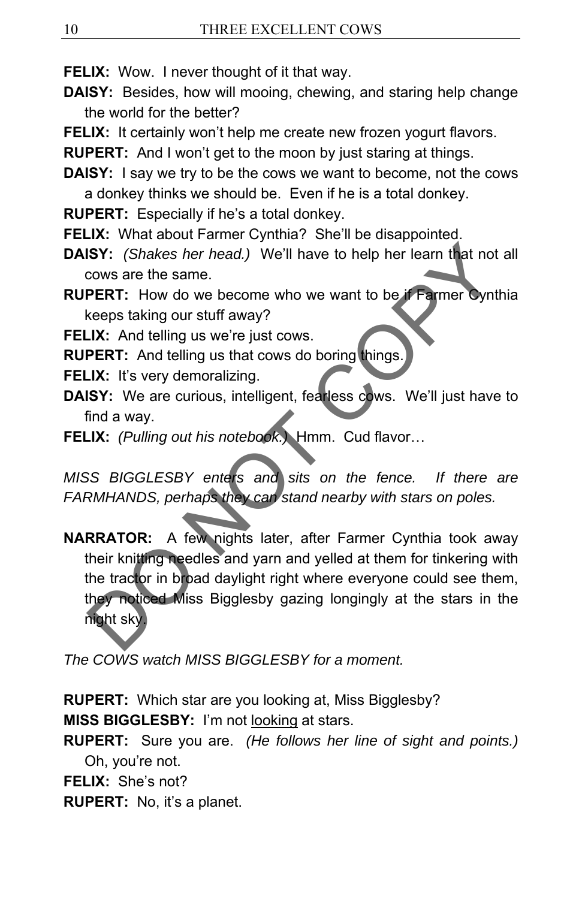**FELIX:** Wow. I never thought of it that way.

**DAISY:** Besides, how will mooing, chewing, and staring help change the world for the better?

**FELIX:** It certainly won't help me create new frozen yogurt flavors.

**RUPERT:** And I won't get to the moon by just staring at things.

**DAISY:** I say we try to be the cows we want to become, not the cows a donkey thinks we should be. Even if he is a total donkey.

**RUPERT:** Especially if he's a total donkey.

**FELIX:** What about Farmer Cynthia? She'll be disappointed.

**DAISY:** *(Shakes her head.)* We'll have to help her learn that not all cows are the same.

**RUPERT:** How do we become who we want to be if Farmer Cynthia keeps taking our stuff away?

**FELIX:** And telling us we're just cows.

**RUPERT:** And telling us that cows do boring things.

**FELIX:** It's very demoralizing.

**DAISY:** We are curious, intelligent, fearless cows. We'll just have to find a way.

**FELIX:** *(Pulling out his notebook.)* Hmm. Cud flavor…

*MISS BIGGLESBY enters and sits on the fence. If there are FARMHANDS, perhaps they can stand nearby with stars on poles.*

**NARRATOR:** A few nights later, after Farmer Cynthia took away their knitting needles and yarn and yelled at them for tinkering with the tractor in broad daylight right where everyone could see them, they noticed Miss Bigglesby gazing longingly at the stars in the night sky.

*The COWS watch MISS BIGGLESBY for a moment.*

**RUPERT:** Which star are you looking at, Miss Bigglesby?

**MISS BIGGLESBY:** I'm not <u>looking</u> at stars.

**RUPERT:** Sure you are. *(He follows her line of sight and points.)* Oh, you're not.

**FELIX:** She's not?

**RUPERT:** No, it's a planet.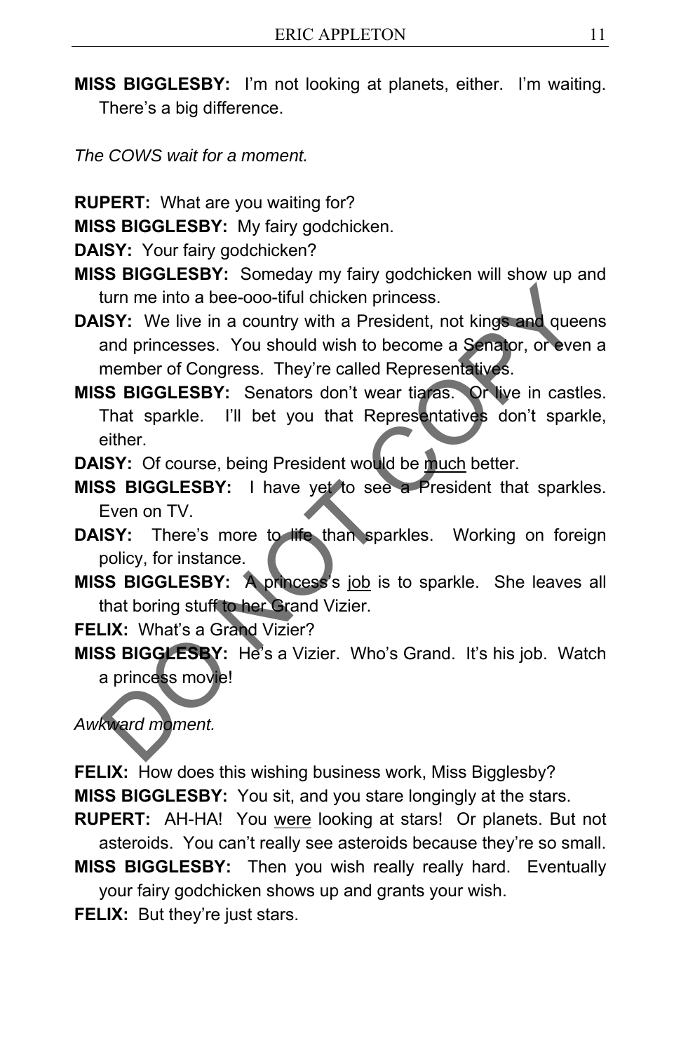**MISS BIGGLESBY:** I'm not looking at planets, either. I'm waiting. There's a big difference.

*The COWS wait for a moment.*

**RUPERT:** What are you waiting for?

**MISS BIGGLESBY:** My fairy godchicken.

**DAISY:** Your fairy godchicken?

**MISS BIGGLESBY:** Someday my fairy godchicken will show up and turn me into a bee-ooo-tiful chicken princess.

**DAISY:** We live in a country with a President, not kings and queens and princesses. You should wish to become a Senator, or even a member of Congress. They're called Representatives.

**MISS BIGGLESBY:** Senators don't wear tiaras. Or live in castles. That sparkle. I'll bet you that Representatives don't sparkle, either.

**DAISY:** Of course, being President would be <u>much</u> better.

**MISS BIGGLESBY:** I have yet to see a President that sparkles. Even on TV.

**DAISY:** There's more to life than sparkles. Working on foreign policy, for instance.

**MISS BIGGLESBY:** A princess's <u>job</u> is to sparkle. She leaves all that boring stuff to her Grand Vizier.

**FELIX:** What's a Grand Vizier?

**MISS BIGGLESBY:** He's a Vizier. Who's Grand. It's his job. Watch a princess movie!

*Awkward moment.*

**FELIX:** How does this wishing business work, Miss Bigglesby?

**MISS BIGGLESBY:** You sit, and you stare longingly at the stars.

**RUPERT:** AH-HA! You <u>were</u> looking at stars! Or planets. But not asteroids. You can't really see asteroids because they're so small.

**MISS BIGGLESBY:** Then you wish really really hard. Eventually your fairy godchicken shows up and grants your wish.

**FELIX:** But they're just stars.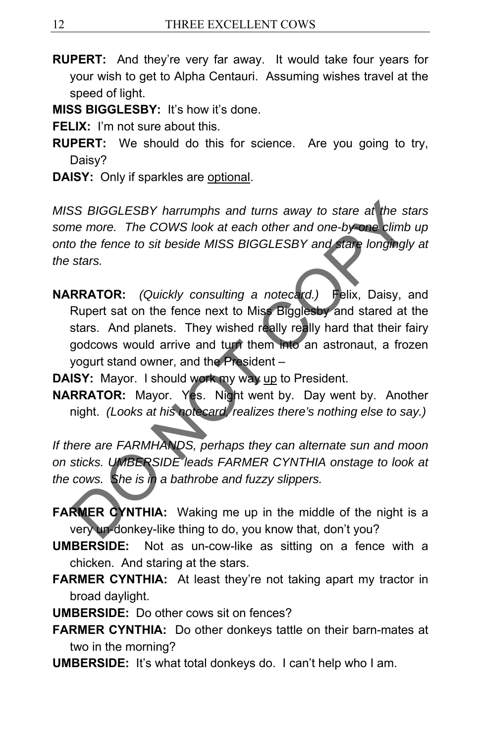**RUPERT:** And they're very far away. It would take four years for your wish to get to Alpha Centauri. Assuming wishes travel at the speed of light.

**MISS BIGGLESBY:** It's how it's done.

**FELIX:** I'm not sure about this.

**RUPERT:** We should do this for science. Are you going to try, Daisy?

**DAISY:** Only if sparkles are <u>optional</u>.

*MISS BIGGLESBY harrumphs and turns away to stare at the stars some more. The COWS look at each other and one-by-one climb up onto the fence to sit beside MISS BIGGLESBY and stare longingly at the stars.*

**NARRATOR:** *(Quickly consulting a notecard.)* Felix, Daisy, and Rupert sat on the fence next to Miss Bigglesby and stared at the stars. And planets. They wished really really hard that their fairy godcows would arrive and turn them into an astronaut, a frozen yogurt stand owner, and the President –

**DAISY:** Mayor. I should work my way <u>up</u> to President.

**NARRATOR:** Mayor. Yes. Night went by. Day went by. Another night. *(Looks at his notecard, realizes there's nothing else to say.)*

*If there are FARMHANDS, perhaps they can alternate sun and moon on sticks. UMBERSIDE leads FARMER CYNTHIA onstage to look at the cows. She is in a bathrobe and fuzzy slippers.*

**FARMER CYNTHIA:** Waking me up in the middle of the night is a very un-donkey-like thing to do, you know that, don't you?

**UMBERSIDE:** Not as un-cow-like as sitting on a fence with a chicken. And staring at the stars.

**FARMER CYNTHIA:** At least they're not taking apart my tractor in broad daylight.

**UMBERSIDE:** Do other cows sit on fences?

**FARMER CYNTHIA:** Do other donkeys tattle on their barn-mates at two in the morning?

**UMBERSIDE:** It's what total donkeys do. I can't help who I am.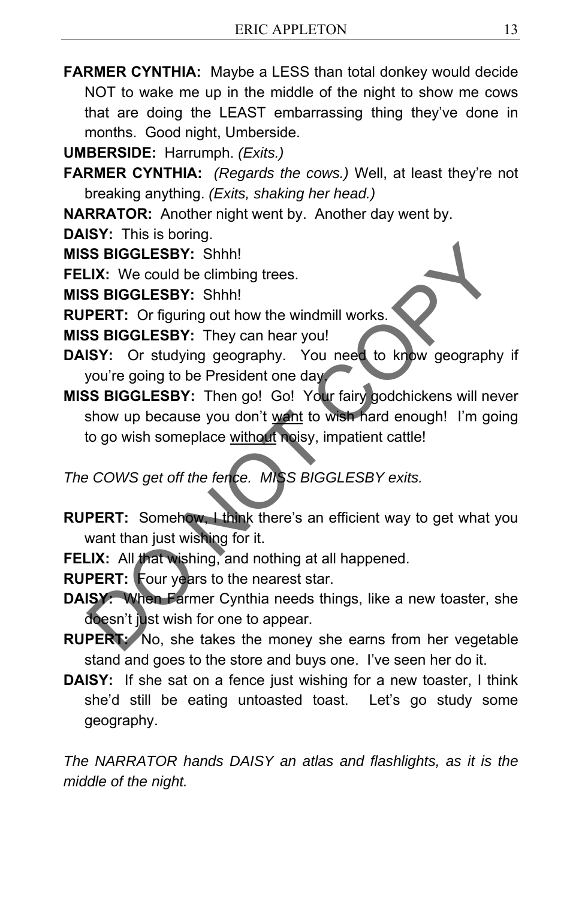**FARMER CYNTHIA:** Maybe a LESS than total donkey would decide NOT to wake me up in the middle of the night to show me cows that are doing the LEAST embarrassing thing they've done in months. Good night, Umberside.

**UMBERSIDE:** Harrumph. *(Exits.)*

**FARMER CYNTHIA:** *(Regards the cows.)* Well, at least they're not breaking anything. *(Exits, shaking her head.)*

**NARRATOR:** Another night went by. Another day went by.

**DAISY:** This is boring.

**MISS BIGGLESBY:** Shhh!

**FELIX:** We could be climbing trees.

**MISS BIGGLESBY:** Shhh!

**RUPERT:** Or figuring out how the windmill works.

**MISS BIGGLESBY:** They can hear you!

**DAISY:** Or studying geography. You need to know geography if you're going to be President one day.

**MISS BIGGLESBY:** Then go! Go! Your fairy godchickens will never show up because you don't <u>want</u> to wish hard enough! I'm going to go wish someplace <u>without</u> noisy, impatient cattle!

*The COWS get off the fence. MISS BIGGLESBY exits.*

**RUPERT:** Somehow, I think there's an efficient way to get what you want than just wishing for it.

**FELIX:** All that wishing, and nothing at all happened.

**RUPERT:** Four years to the nearest star.

**DAISY:** When Farmer Cynthia needs things, like a new toaster, she doesn't just wish for one to appear.

**RUPERT:** No, she takes the money she earns from her vegetable stand and goes to the store and buys one. I've seen her do it.

**DAISY:** If she sat on a fence just wishing for a new toaster, I think she'd still be eating untoasted toast. Let's go study some geography.

*The NARRATOR hands DAISY an atlas and flashlights, as it is the middle of the night.*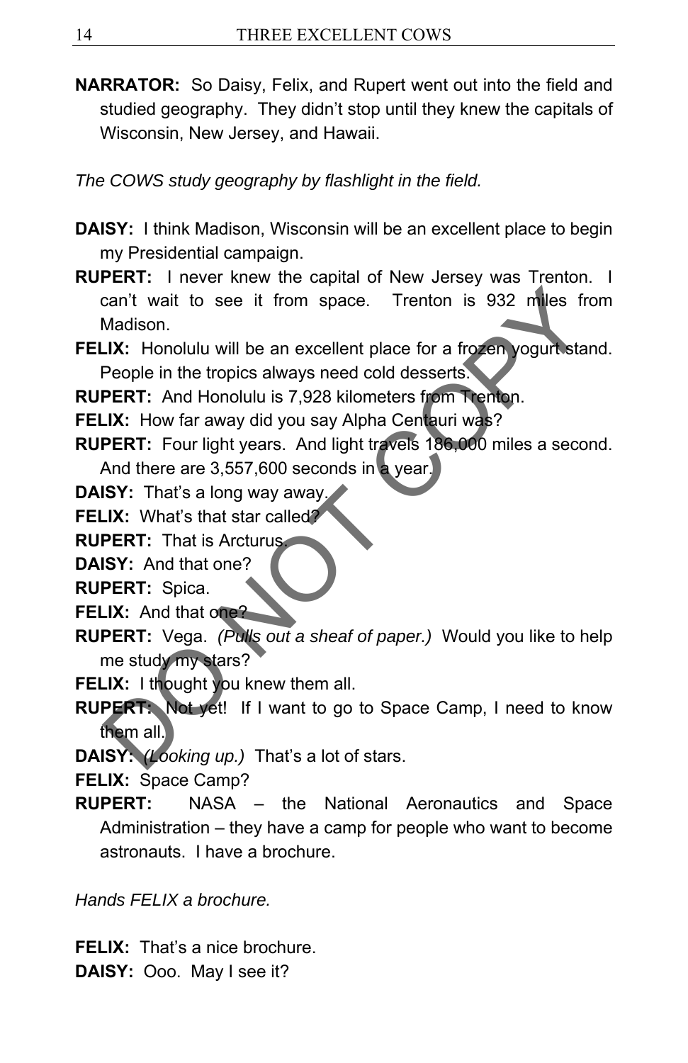**NARRATOR:** So Daisy, Felix, and Rupert went out into the field and studied geography. They didn't stop until they knew the capitals of Wisconsin, New Jersey, and Hawaii.

*The COWS study geography by flashlight in the field.*

**DAISY:** I think Madison, Wisconsin will be an excellent place to begin my Presidential campaign.

**RUPERT:** I never knew the capital of New Jersey was Trenton. I can't wait to see it from space. Trenton is 932 miles from Madison.

**FELIX:** Honolulu will be an excellent place for a frozen yogurt stand. People in the tropics always need cold desserts.

**RUPERT:** And Honolulu is 7,928 kilometers from Trenton.

**FELIX:** How far away did you say Alpha Centauri was?

**RUPERT:** Four light years. And light travels 186,000 miles a second. And there are 3,557,600 seconds in a year.

**DAISY:** That's a long way away.

**FELIX:** What's that star called?

**RUPERT:** That is Arcturus.

**DAISY:** And that one?

**RUPERT:** Spica.

**FELIX:** And that one?

**RUPERT:** Vega. *(Pulls out a sheaf of paper.)* Would you like to help me study my stars?

**FELIX:** I thought you knew them all.

**RUPERT:** Not yet! If I want to go to Space Camp, I need to know them all.

**DAISY:** *(Looking up.)* That's a lot of stars.

**FELIX:** Space Camp?

**RUPERT:** NASA – the National Aeronautics and Space Administration – they have a camp for people who want to become astronauts. I have a brochure.

*Hands FELIX a brochure.*

**FELIX:** That's a nice brochure.

**DAISY:** Ooo. May I see it?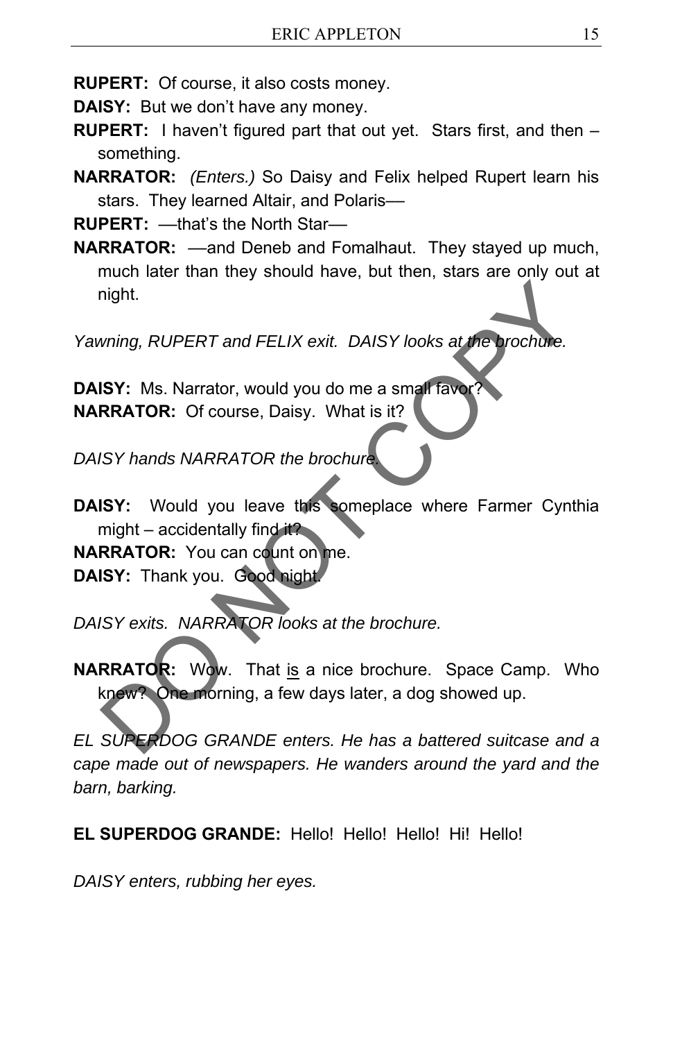**RUPERT:** Of course, it also costs money.

**DAISY:** But we don't have any money.

**RUPERT:** I haven't figured part that out yet. Stars first, and then – something.

**NARRATOR:** *(Enters.)* So Daisy and Felix helped Rupert learn his stars. They learned Altair, and Polaris—

**RUPERT:** —that's the North Star—

**NARRATOR:** —and Deneb and Fomalhaut. They stayed up much, much later than they should have, but then, stars are only out at night.

*Yawning, RUPERT and FELIX exit. DAISY looks at the brochure.*

**DAISY:** Ms. Narrator, would you do me a small favor?

**NARRATOR:** Of course, Daisy. What is it?

*DAISY hands NARRATOR the brochure.*

**DAISY:** Would you leave this someplace where Farmer Cynthia might – accidentally find it?

**NARRATOR:** You can count on me.

**DAISY:** Thank you. Good night.

*DAISY exits. NARRATOR looks at the brochure.*

**NARRATOR:** Wow. That is a nice brochure. Space Camp. Who knew? One morning, a few days later, a dog showed up.

*EL SUPERDOG GRANDE enters. He has a battered suitcase and a cape made out of newspapers. He wanders around the yard and the barn, barking.*

**EL SUPERDOG GRANDE:** Hello! Hello! Hello! Hi! Hello!

*DAISY enters, rubbing her eyes.*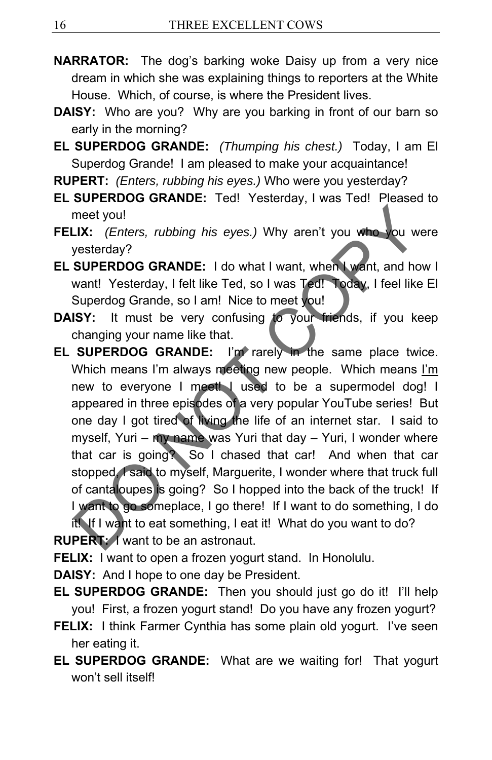**NARRATOR:** The dog's barking woke Daisy up from a very nice dream in which she was explaining things to reporters at the White House. Which, of course, is where the President lives.

**DAISY:** Who are you? Why are you barking in front of our barn so early in the morning?

**EL SUPERDOG GRANDE:** *(Thumping his chest.)* Today, I am El Superdog Grande! I am pleased to make your acquaintance!

**RUPERT:** *(Enters, rubbing his eyes.)* Who were you yesterday?

**EL SUPERDOG GRANDE:** Ted! Yesterday, I was Ted! Pleased to meet you!

**FELIX:** *(Enters, rubbing his eyes.)* Why aren't you who you were yesterday?

**EL SUPERDOG GRANDE:** I do what I want, when I want, and how I want! Yesterday, I felt like Ted, so I was Ted! Today, I feel like El Superdog Grande, so I am! Nice to meet you!

**DAISY:** It must be very confusing to your friends, if you keep changing your name like that.

**EL SUPERDOG GRANDE:** I'm rarely in the same place twice. Which means I'm always meeting new people. Which means <u>I'm</u> new to everyone I meet! I used to be a supermodel dog! I appeared in three episodes of a very popular YouTube series! But one day I got tired of living the life of an internet star. I said to myself, Yuri – my name was Yuri that day – Yuri, I wonder where that car is going? So I chased that car! And when that car stopped, I said to myself, Marguerite, I wonder where that truck full of cantaloupes is going? So I hopped into the back of the truck! If I want to go someplace, I go there! If I want to do something, I do it! If I want to eat something, I eat it! What do you want to do?

**RUPERT:** I want to be an astronaut.

**FELIX:** I want to open a frozen yogurt stand. In Honolulu.

**DAISY:** And I hope to one day be President.

**EL SUPERDOG GRANDE:** Then you should just go do it! I'll help you! First, a frozen yogurt stand! Do you have any frozen yogurt?

**FELIX:** I think Farmer Cynthia has some plain old yogurt. I've seen her eating it.

**EL SUPERDOG GRANDE:** What are we waiting for! That yogurt won't sell itself!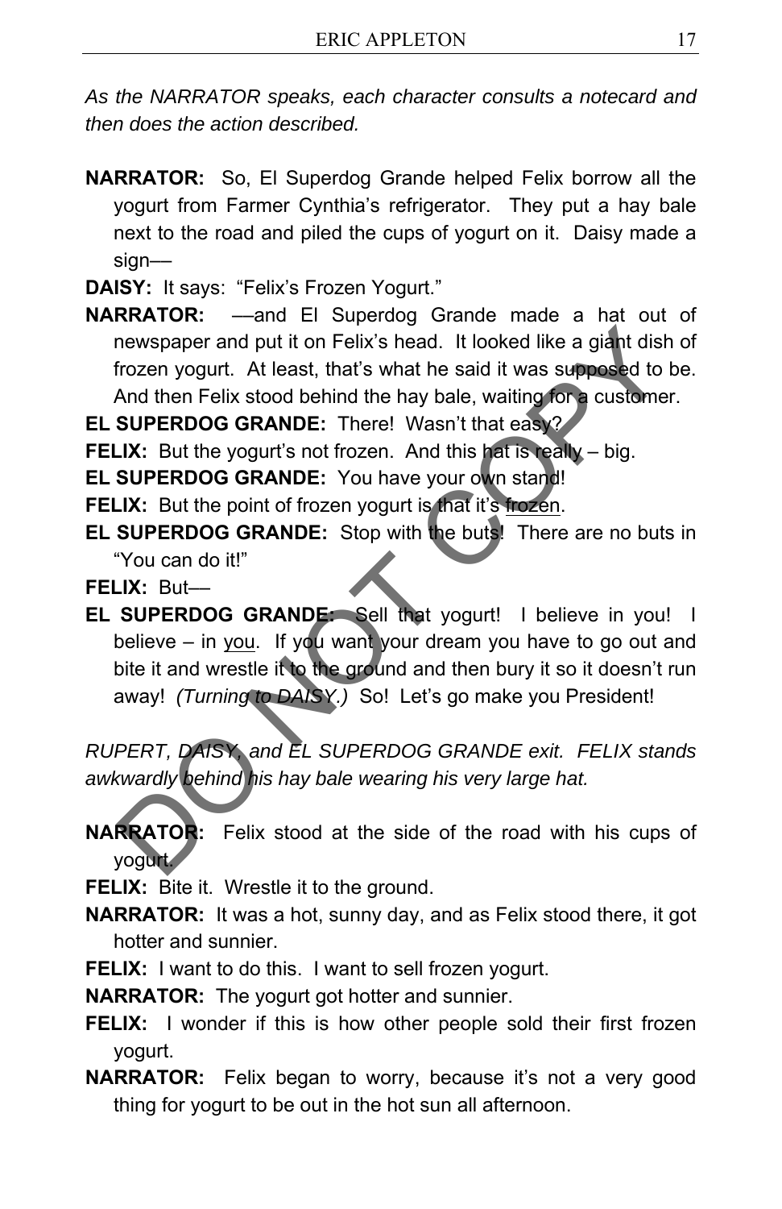*As the NARRATOR speaks, each character consults a notecard and then does the action described.*

**NARRATOR:** So, El Superdog Grande helped Felix borrow all the yogurt from Farmer Cynthia's refrigerator. They put a hay bale next to the road and piled the cups of yogurt on it. Daisy made a sign––

**DAISY:** It says: "Felix's Frozen Yogurt."

**NARRATOR:** ––and El Superdog Grande made a hat out of newspaper and put it on Felix's head. It looked like a giant dish of frozen yogurt. At least, that's what he said it was supposed to be. And then Felix stood behind the hay bale, waiting for a customer.

**EL SUPERDOG GRANDE:** There! Wasn't that easy?

**FELIX:** But the yogurt's not frozen. And this hat is really – big.

**EL SUPERDOG GRANDE:** You have your own stand!

**FELIX:** But the point of frozen yogurt is that it's <u>frozen</u>.

**EL SUPERDOG GRANDE:** Stop with the buts! There are no buts in "You can do it!"

**FELIX:** But––

**EL SUPERDOG GRANDE:** Sell that yogurt! I believe in you! I believe – in <u>you</u>. If you want your dream you have to go out and bite it and wrestle it to the ground and then bury it so it doesn't run away! *(Turning to DAISY.)* So! Let's go make you President!

*RUPERT, DAISY, and EL SUPERDOG GRANDE exit. FELIX stands awkwardly behind his hay bale wearing his very large hat.*

**NARRATOR:** Felix stood at the side of the road with his cups of yogurt.

**FELIX:** Bite it. Wrestle it to the ground.

**NARRATOR:** It was a hot, sunny day, and as Felix stood there, it got hotter and sunnier.

**FELIX:** I want to do this. I want to sell frozen yogurt.

**NARRATOR:** The yogurt got hotter and sunnier.

**FELIX:** I wonder if this is how other people sold their first frozen yogurt.

**NARRATOR:** Felix began to worry, because it's not a very good thing for yogurt to be out in the hot sun all afternoon.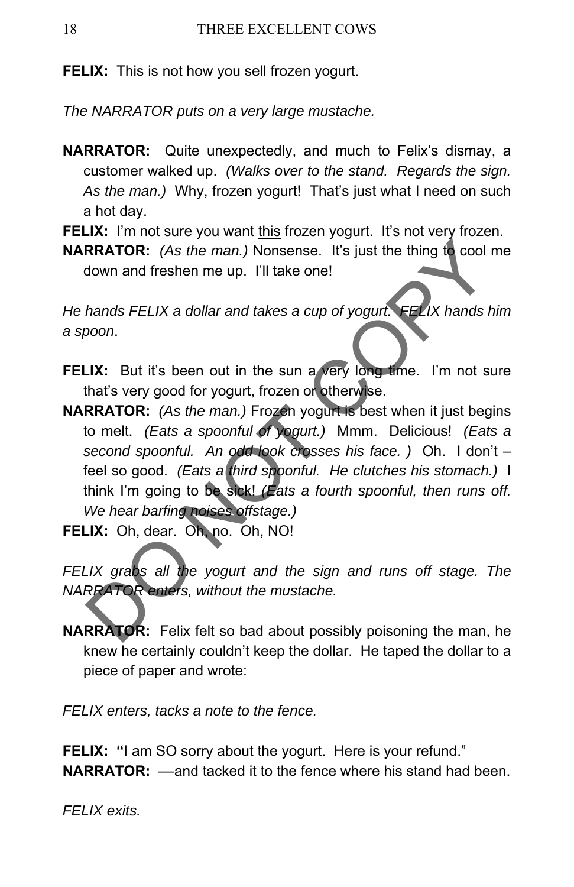**FELIX:** This is not how you sell frozen yogurt.

*The NARRATOR puts on a very large mustache.*

**NARRATOR:** Quite unexpectedly, and much to Felix's dismay, a customer walked up. *(Walks over to the stand. Regards the sign. As the man.)* Why, frozen yogurt! That's just what I need on such a hot day.

**FELIX:** I'm not sure you want <u>this</u> frozen yogurt. It's not very frozen.

**NARRATOR:** *(As the man.)* Nonsense. It's just the thing to cool me down and freshen me up. I'll take one!

*He hands FELIX a dollar and takes a cup of yogurt. FELIX hands him a spoon*.

**FELIX:** But it's been out in the sun a very long time. I'm not sure that's very good for yogurt, frozen or otherwise.

**NARRATOR:** *(As the man.)* Frozen yogurt is best when it just begins to melt. *(Eats a spoonful of yogurt.)* Mmm. Delicious! *(Eats a second spoonful. An odd look crosses his face. )* Oh. I don't – feel so good. *(Eats a third spoonful. He clutches his stomach.)* I think I'm going to be sick! *(Eats a fourth spoonful, then runs off. We hear barfing noises offstage.)*

**FELIX:** Oh, dear. Oh, no. Oh, NO!

*FELIX grabs all the yogurt and the sign and runs off stage. The NARRATOR enters, without the mustache.*

**NARRATOR:** Felix felt so bad about possibly poisoning the man, he knew he certainly couldn't keep the dollar. He taped the dollar to a piece of paper and wrote:

*FELIX enters, tacks a note to the fence.*

**FELIX: "**I am SO sorry about the yogurt. Here is your refund."

**NARRATOR:** —and tacked it to the fence where his stand had been.

*FELIX exits.*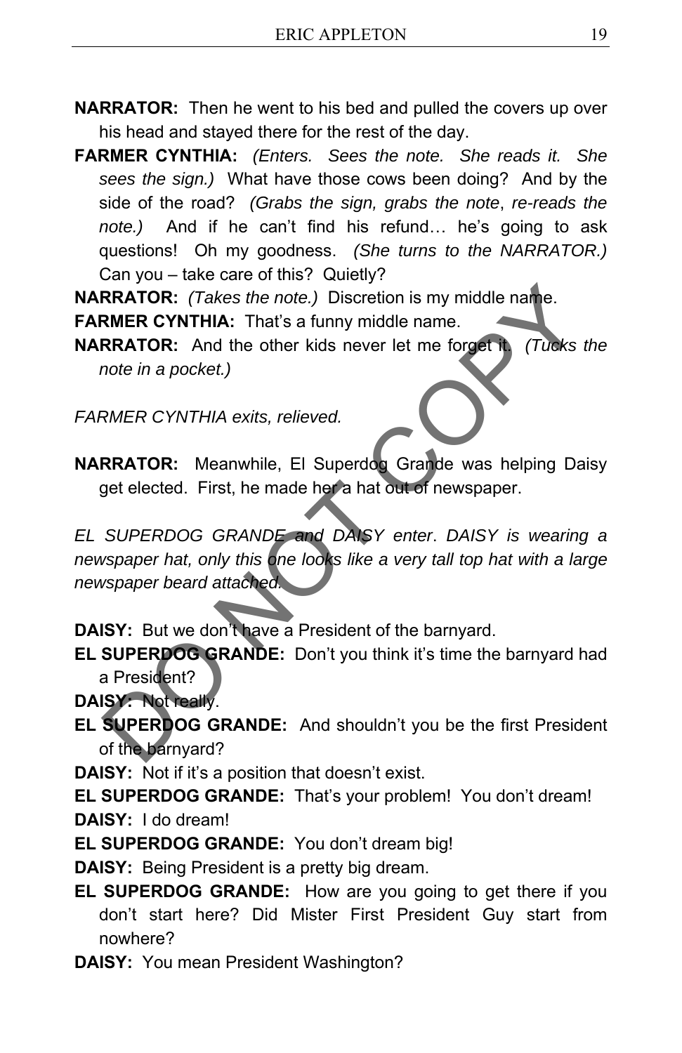**NARRATOR:** Then he went to his bed and pulled the covers up over his head and stayed there for the rest of the day.

**FARMER CYNTHIA:** *(Enters. Sees the note. She reads it. She sees the sign.)* What have those cows been doing? And by the side of the road? *(Grabs the sign, grabs the note, re-reads the note.)* And if he can't find his refund… he's going to ask questions! Oh my goodness. *(She turns to the NARRATOR.)* Can you – take care of this? Quietly?

**NARRATOR:** *(Takes the note.)* Discretion is my middle name.

**FARMER CYNTHIA:** That's a funny middle name.

**NARRATOR:** And the other kids never let me forget it. *(Tucks the note in a pocket.)*

*FARMER CYNTHIA exits, relieved.*

**NARRATOR:** Meanwhile, El Superdog Grande was helping Daisy get elected. First, he made her a hat out of newspaper.

*EL SUPERDOG GRANDE and DAISY enter. DAISY is wearing a newspaper hat, only this one looks like a very tall top hat with a large newspaper beard attached.*

**DAISY:** But we don't have a President of the barnyard.

**EL SUPERDOG GRANDE:** Don't you think it's time the barnyard had a President?

**DAISY:** Not really.

**EL SUPERDOG GRANDE:** And shouldn't you be the first President of the barnyard?

**DAISY:** Not if it's a position that doesn't exist.

**EL SUPERDOG GRANDE:** That's your problem! You don't dream!

**DAISY:** I do dream!

**EL SUPERDOG GRANDE:** You don't dream big!

**DAISY:** Being President is a pretty big dream.

**EL SUPERDOG GRANDE:** How are you going to get there if you don't start here? Did Mister First President Guy start from nowhere?

**DAISY:** You mean President Washington?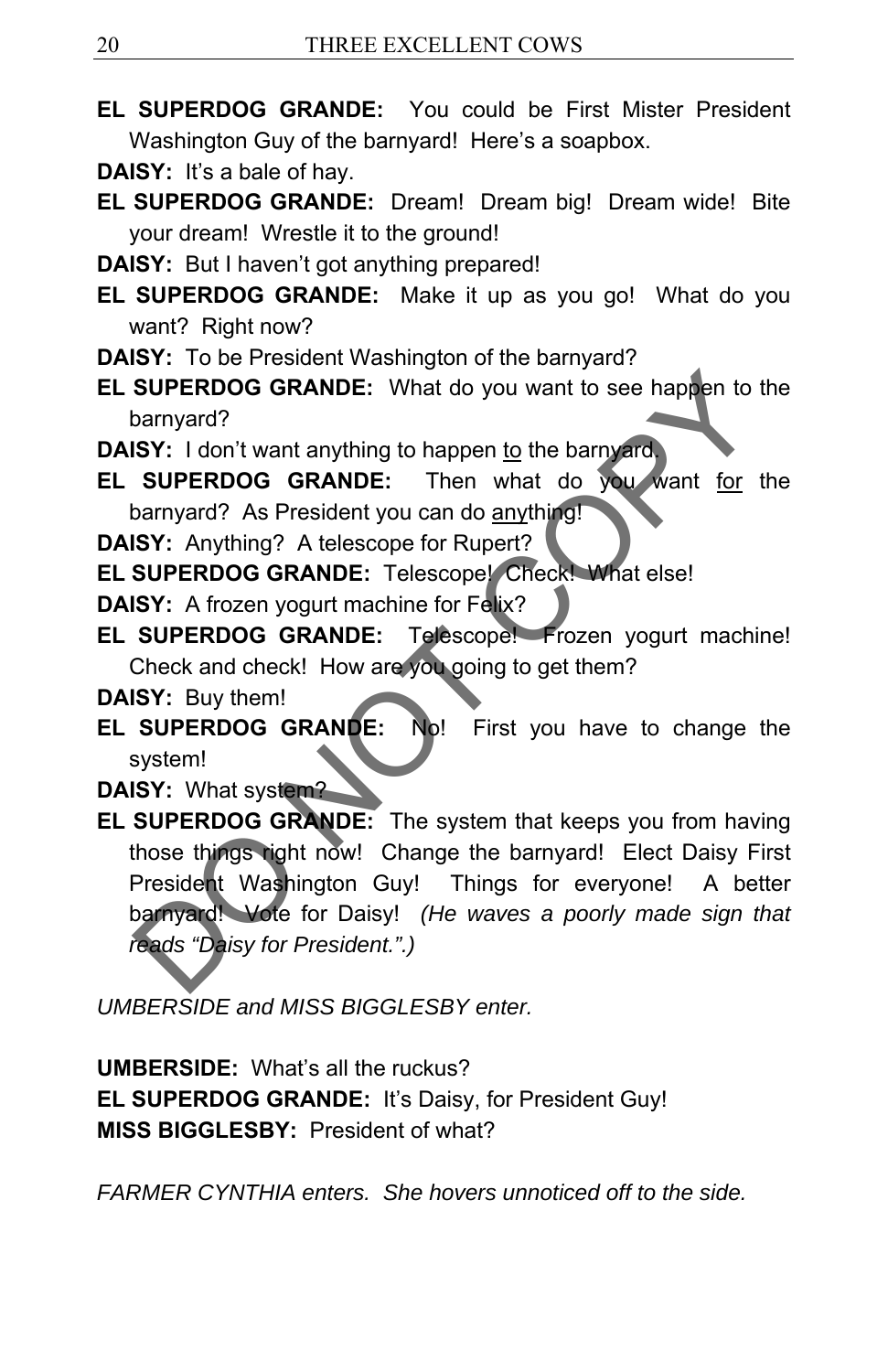**EL SUPERDOG GRANDE:** You could be First Mister President Washington Guy of the barnyard! Here's a soapbox.

**DAISY:** It's a bale of hay.

**EL SUPERDOG GRANDE:** Dream! Dream big! Dream wide! Bite your dream! Wrestle it to the ground!

**DAISY:** But I haven't got anything prepared!

**EL SUPERDOG GRANDE:** Make it up as you go! What do you want? Right now?

**DAISY:** To be President Washington of the barnyard?

**EL SUPERDOG GRANDE:** What do you want to see happen to the barnyard?

**DAISY:** I don't want anything to happen <u>to</u> the barnyard.

**EL SUPERDOG GRANDE:** Then what do you want <u>for</u> the barnyard? As President you can do <u>any</u>thing!

**DAISY:** Anything? A telescope for Rupert?

**EL SUPERDOG GRANDE:** Telescope! Check! What else!

**DAISY:** A frozen yogurt machine for Felix?

**EL SUPERDOG GRANDE:** Telescope! Frozen yogurt machine! Check and check! How are you going to get them?

**DAISY:** Buy them!

**EL SUPERDOG GRANDE:** No! First you have to change the system!

**DAISY:** What system?

**EL SUPERDOG GRANDE:** The system that keeps you from having those things right now! Change the barnyard! Elect Daisy First President Washington Guy! Things for everyone! A better barnyard! Vote for Daisy! *(He waves a poorly made sign that reads "Daisy for President.".)*

*UMBERSIDE and MISS BIGGLESBY enter.*

**UMBERSIDE:** What's all the ruckus?

**EL SUPERDOG GRANDE:** It's Daisy, for President Guy!

**MISS BIGGLESBY:** President of what?

*FARMER CYNTHIA enters. She hovers unnoticed off to the side.*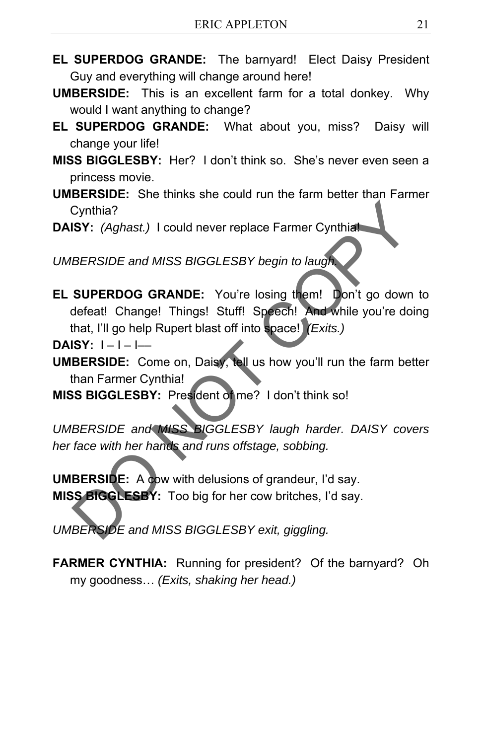**EL SUPERDOG GRANDE:** The barnyard! Elect Daisy President Guy and everything will change around here!

**UMBERSIDE:** This is an excellent farm for a total donkey. Why would I want anything to change?

**EL SUPERDOG GRANDE:** What about you, miss? Daisy will change your life!

**MISS BIGGLESBY:** Her? I don't think so. She's never even seen a princess movie.

**UMBERSIDE:** She thinks she could run the farm better than Farmer Cynthia?

**DAISY:** *(Aghast.)* I could never replace Farmer Cynthia!

*UMBERSIDE and MISS BIGGLESBY begin to laugh.*

**EL SUPERDOG GRANDE:** You're losing them! Don't go down to defeat! Change! Things! Stuff! Speech! And while you're doing that, I'll go help Rupert blast off into space! *(Exits.)*

**DAISY:** I – I – I—

**UMBERSIDE:** Come on, Daisy, tell us how you'll run the farm better than Farmer Cynthia!

**MISS BIGGLESBY:** President of me? I don't think so!

*UMBERSIDE and MISS BIGGLESBY laugh harder. DAISY covers her face with her hands and runs offstage, sobbing.*

**UMBERSIDE:** A cow with delusions of grandeur, I'd say.

**MISS BIGGLESBY:** Too big for her cow britches, I'd say.

*UMBERSIDE and MISS BIGGLESBY exit, giggling.*

**FARMER CYNTHIA:** Running for president? Of the barnyard? Oh my goodness… *(Exits, shaking her head.)*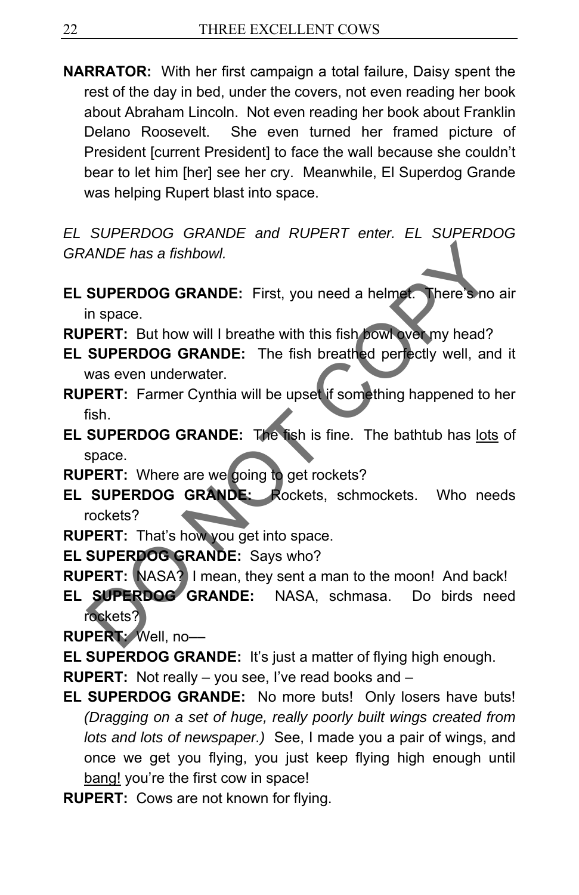**NARRATOR:** With her first campaign a total failure, Daisy spent the rest of the day in bed, under the covers, not even reading her book about Abraham Lincoln. Not even reading her book about Franklin Delano Roosevelt. She even turned her framed picture of President [current President] to face the wall because she couldn't bear to let him [her] see her cry. Meanwhile, El Superdog Grande was helping Rupert blast into space.

*EL SUPERDOG GRANDE and RUPERT enter. EL SUPERDOG GRANDE has a fishbowl.*

**EL SUPERDOG GRANDE:** First, you need a helmet. There's no air in space.

**RUPERT:** But how will I breathe with this fish bowl over my head?

**EL SUPERDOG GRANDE:** The fish breathed perfectly well, and it was even underwater.

**RUPERT:** Farmer Cynthia will be upset if something happened to her fish.

**EL SUPERDOG GRANDE:** The fish is fine. The bathtub has <u>lots</u> of space.

**RUPERT:** Where are we going to get rockets?

**EL SUPERDOG GRANDE:** Rockets, schmockets. Who needs rockets?

**RUPERT:** That's how you get into space.

**EL SUPERDOG GRANDE:** Says who?

**RUPERT:** NASA? I mean, they sent a man to the moon! And back!

**EL SUPERDOG GRANDE:** NASA, schmasa. Do birds need rockets?

**RUPERT:** Well, no––

**EL SUPERDOG GRANDE:** It's just a matter of flying high enough.

**RUPERT:** Not really – you see, I've read books and –

**EL SUPERDOG GRANDE:** No more buts! Only losers have buts! *(Dragging on a set of huge, really poorly built wings created from lots and lots of newspaper.)* See, I made you a pair of wings, and once we get you flying, you just keep flying high enough until <u>bang!</u> you're the first cow in space!

**RUPERT:** Cows are not known for flying.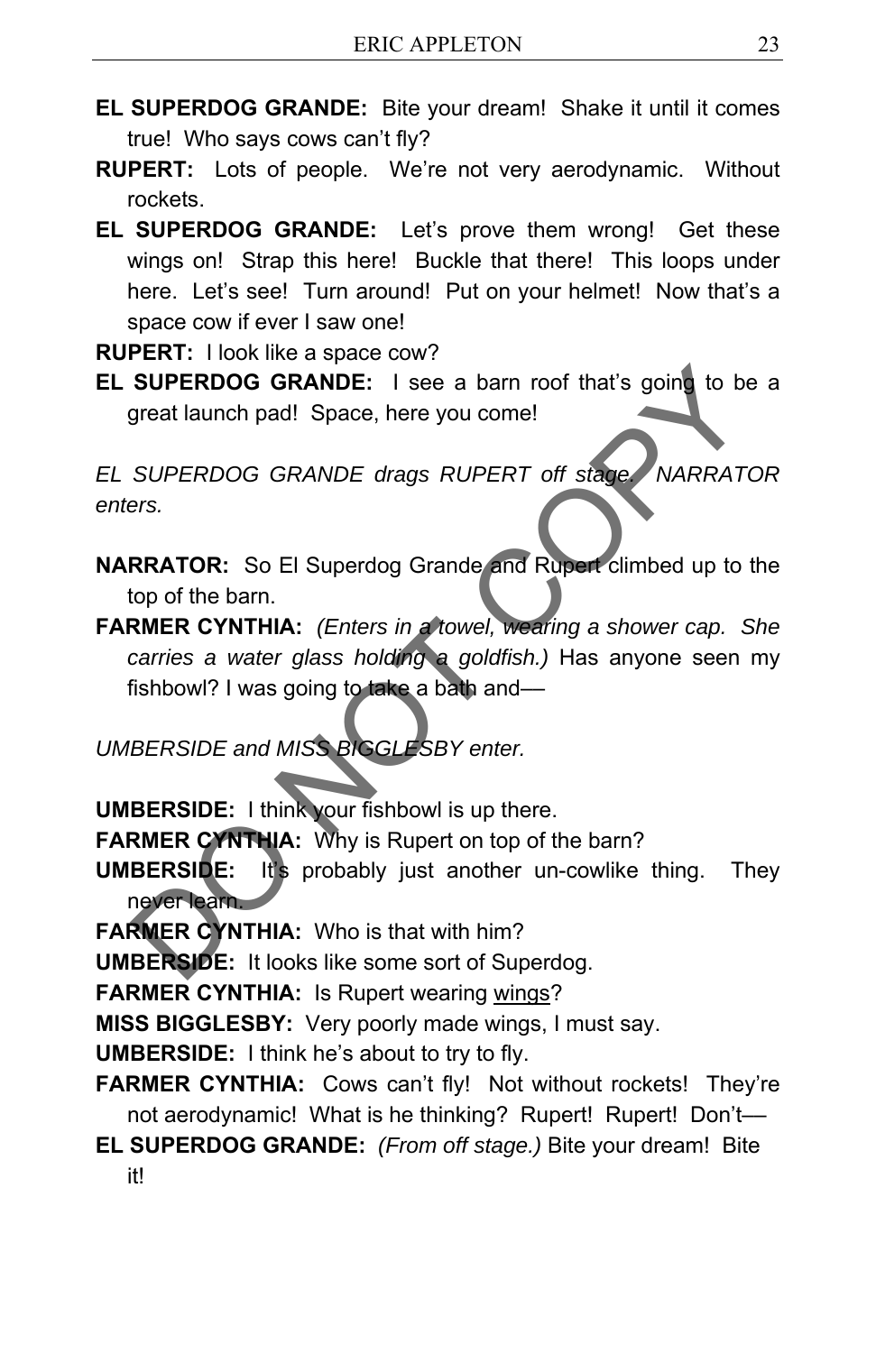**EL SUPERDOG GRANDE:** Bite your dream! Shake it until it comes true! Who says cows can't fly?

**RUPERT:** Lots of people. We're not very aerodynamic. Without rockets.

**EL SUPERDOG GRANDE:** Let's prove them wrong! Get these wings on! Strap this here! Buckle that there! This loops under here. Let's see! Turn around! Put on your helmet! Now that's a space cow if ever I saw one!

**RUPERT:** I look like a space cow?

**EL SUPERDOG GRANDE:** I see a barn roof that's going to be a great launch pad! Space, here you come!

*EL SUPERDOG GRANDE drags RUPERT off stage. NARRATOR enters.*

**NARRATOR:** So El Superdog Grande and Rupert climbed up to the top of the barn.

**FARMER CYNTHIA:** *(Enters in a towel, wearing a shower cap. She carries a water glass holding a goldfish.)* Has anyone seen my fishbowl? I was going to take a bath and—

*UMBERSIDE and MISS BIGGLESBY enter.*

**UMBERSIDE:** I think your fishbowl is up there.

**FARMER CYNTHIA:** Why is Rupert on top of the barn?

**UMBERSIDE:** It's probably just another un-cowlike thing. They never learn.

**FARMER CYNTHIA:** Who is that with him?

**UMBERSIDE:** It looks like some sort of Superdog.

**FARMER CYNTHIA:** Is Rupert wearing <u>wings</u>?

**MISS BIGGLESBY:** Very poorly made wings, I must say.

**UMBERSIDE:** I think he's about to try to fly.

**FARMER CYNTHIA:** Cows can't fly! Not without rockets! They're not aerodynamic! What is he thinking? Rupert! Rupert! Don't—

**EL SUPERDOG GRANDE:** *(From off stage.)* Bite your dream! Bite it!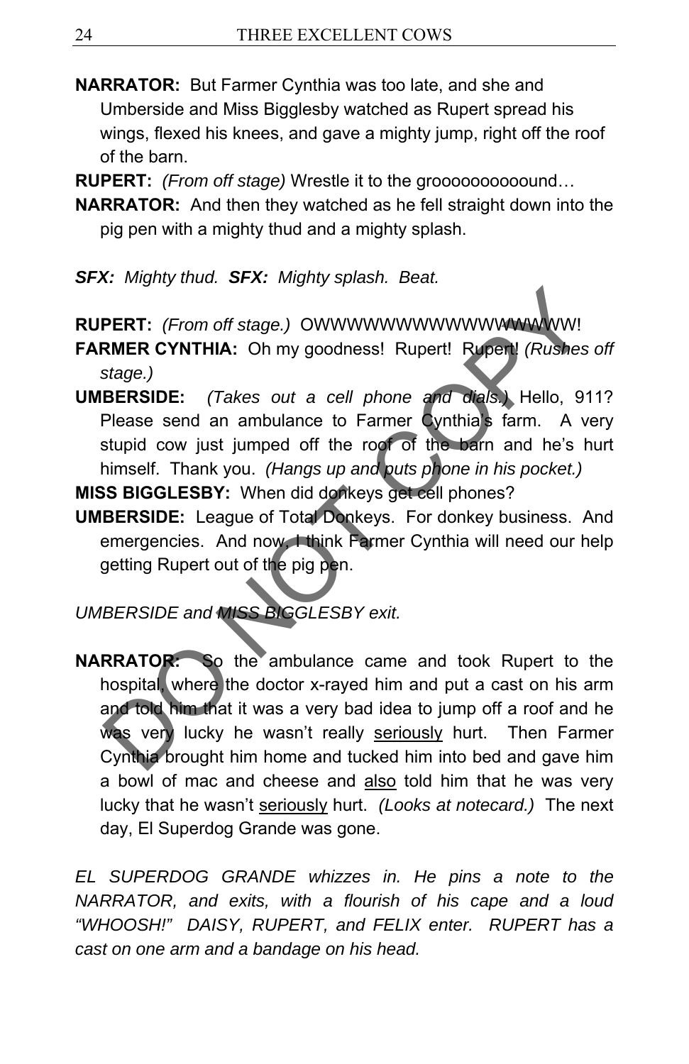**NARRATOR:** But Farmer Cynthia was too late, and she and Umberside and Miss Bigglesby watched as Rupert spread his wings, flexed his knees, and gave a mighty jump, right off the roof of the barn.

**RUPERT:** *(From off stage)* Wrestle it to the groooooooooound…

**NARRATOR:** And then they watched as he fell straight down into the pig pen with a mighty thud and a mighty splash.

***SFX:** Mighty thud.* ***SFX:** Mighty splash. Beat.*

**RUPERT:** *(From off stage.)* OWWWWWWWWWWWWWWWWW!

**FARMER CYNTHIA:** Oh my goodness! Rupert! Rupert! *(Rushes off stage.)*

**UMBERSIDE:** *(Takes out a cell phone and dials.)* Hello, 911? Please send an ambulance to Farmer Cynthia's farm. A very stupid cow just jumped off the roof of the barn and he's hurt himself. Thank you. *(Hangs up and puts phone in his pocket.)*

**MISS BIGGLESBY:** When did donkeys get cell phones?

**UMBERSIDE:** League of Total Donkeys. For donkey business. And emergencies. And now, I think Farmer Cynthia will need our help getting Rupert out of the pig pen.

*UMBERSIDE and MISS BIGGLESBY exit.*

**NARRATOR:** So the ambulance came and took Rupert to the hospital, where the doctor x-rayed him and put a cast on his arm and told him that it was a very bad idea to jump off a roof and he was very lucky he wasn't really <u>seriously</u> hurt. Then Farmer Cynthia brought him home and tucked him into bed and gave him a bowl of mac and cheese and <u>also</u> told him that he was very lucky that he wasn't <u>seriously</u> hurt. *(Looks at notecard.)* The next day, El Superdog Grande was gone.

*EL SUPERDOG GRANDE whizzes in. He pins a note to the NARRATOR, and exits, with a flourish of his cape and a loud "WHOOSH!" DAISY, RUPERT, and FELIX enter. RUPERT has a cast on one arm and a bandage on his head.*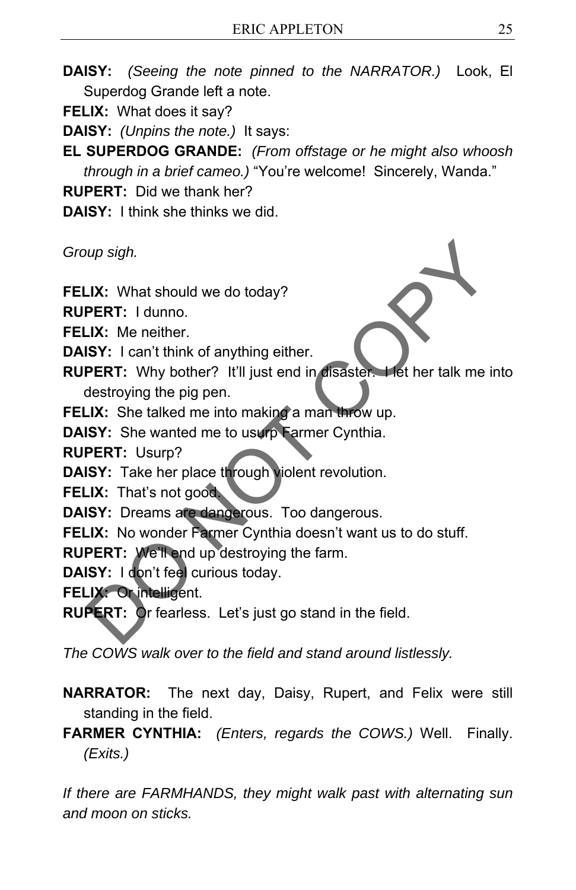**DAISY:** *(Seeing the note pinned to the NARRATOR.)* Look, El Superdog Grande left a note.

**FELIX:** What does it say?

**DAISY:** *(Unpins the note.)* It says:

**EL SUPERDOG GRANDE:** *(From offstage or he might also whoosh through in a brief cameo.)* "You're welcome! Sincerely, Wanda."

**RUPERT:** Did we thank her?

**DAISY:** I think she thinks we did.

*Group sigh.*

**FELIX:** What should we do today?

**RUPERT:** I dunno.

**FELIX:** Me neither.

**DAISY:** I can't think of anything either.

**RUPERT:** Why bother? It'll just end in disaster. I let her talk me into destroying the pig pen.

**FELIX:** She talked me into making a man throw up.

**DAISY:** She wanted me to usurp Farmer Cynthia.

**RUPERT:** Usurp?

**DAISY:** Take her place through violent revolution.

**FELIX:** That's not good.

**DAISY:** Dreams are dangerous. Too dangerous.

**FELIX:** No wonder Farmer Cynthia doesn't want us to do stuff.

**RUPERT:** We'll end up destroying the farm.

**DAISY:** I don't feel curious today.

**FELIX:** Or intelligent.

**RUPERT:** Or fearless. Let's just go stand in the field.

*The COWS walk over to the field and stand around listlessly.*

**NARRATOR:** The next day, Daisy, Rupert, and Felix were still standing in the field.

**FARMER CYNTHIA:** *(Enters, regards the COWS.)* Well. Finally. *(Exits.)*

*If there are FARMHANDS, they might walk past with alternating sun and moon on sticks.*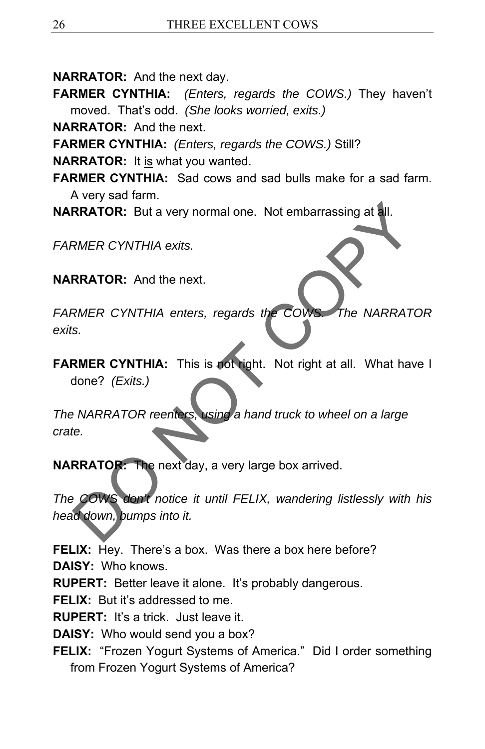**NARRATOR:** And the next day.

**FARMER CYNTHIA:** *(Enters, regards the COWS.)* They haven't moved. That's odd. *(She looks worried, exits.)*

**NARRATOR:** And the next.

**FARMER CYNTHIA:** *(Enters, regards the COWS.)* Still?

**NARRATOR:** It <u>is</u> what you wanted.

**FARMER CYNTHIA:** Sad cows and sad bulls make for a sad farm. A very sad farm.

**NARRATOR:** But a very normal one. Not embarrassing at all.

*FARMER CYNTHIA exits.*

**NARRATOR:** And the next.

*FARMER CYNTHIA enters, regards the COWS. The NARRATOR exits.*

**FARMER CYNTHIA:** This is not right. Not right at all. What have I done? *(Exits.)*

*The NARRATOR reenters, using a hand truck to wheel on a large crate.*

**NARRATOR:** The next day, a very large box arrived.

*The COWS don't notice it until FELIX, wandering listlessly with his head down, bumps into it.*

**FELIX:** Hey. There's a box. Was there a box here before?

**DAISY:** Who knows.

**RUPERT:** Better leave it alone. It's probably dangerous.

**FELIX:** But it's addressed to me.

**RUPERT:** It's a trick. Just leave it.

**DAISY:** Who would send you a box?

**FELIX:** "Frozen Yogurt Systems of America." Did I order something from Frozen Yogurt Systems of America?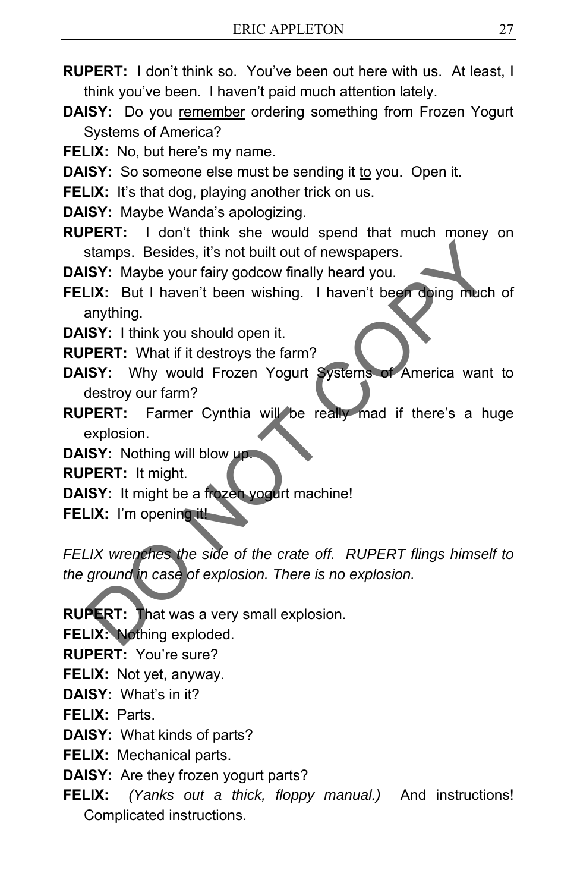**RUPERT:** I don't think so. You've been out here with us. At least, I think you've been. I haven't paid much attention lately.

**DAISY:** Do you <u>remember</u> ordering something from Frozen Yogurt Systems of America?

**FELIX:** No, but here's my name.

**DAISY:** So someone else must be sending it <u>to</u> you. Open it.

**FELIX:** It's that dog, playing another trick on us.

**DAISY:** Maybe Wanda's apologizing.

**RUPERT:** I don't think she would spend that much money on stamps. Besides, it's not built out of newspapers.

**DAISY:** Maybe your fairy godcow finally heard you.

**FELIX:** But I haven't been wishing. I haven't been doing much of anything.

**DAISY:** I think you should open it.

**RUPERT:** What if it destroys the farm?

**DAISY:** Why would Frozen Yogurt Systems of America want to destroy our farm?

**RUPERT:** Farmer Cynthia will be really mad if there's a huge explosion.

**DAISY:** Nothing will blow up.

**RUPERT:** It might.

**DAISY:** It might be a frozen yogurt machine!

**FELIX:** I'm opening it!

*FELIX wrenches the side of the crate off. RUPERT flings himself to the ground in case of explosion. There is no explosion.*

**RUPERT:** That was a very small explosion.

**FELIX:** Nothing exploded.

**RUPERT:** You're sure?

**FELIX:** Not yet, anyway.

**DAISY:** What's in it?

**FELIX:** Parts.

**DAISY:** What kinds of parts?

**FELIX:** Mechanical parts.

**DAISY:** Are they frozen yogurt parts?

**FELIX:** *(Yanks out a thick, floppy manual.)* And instructions! Complicated instructions.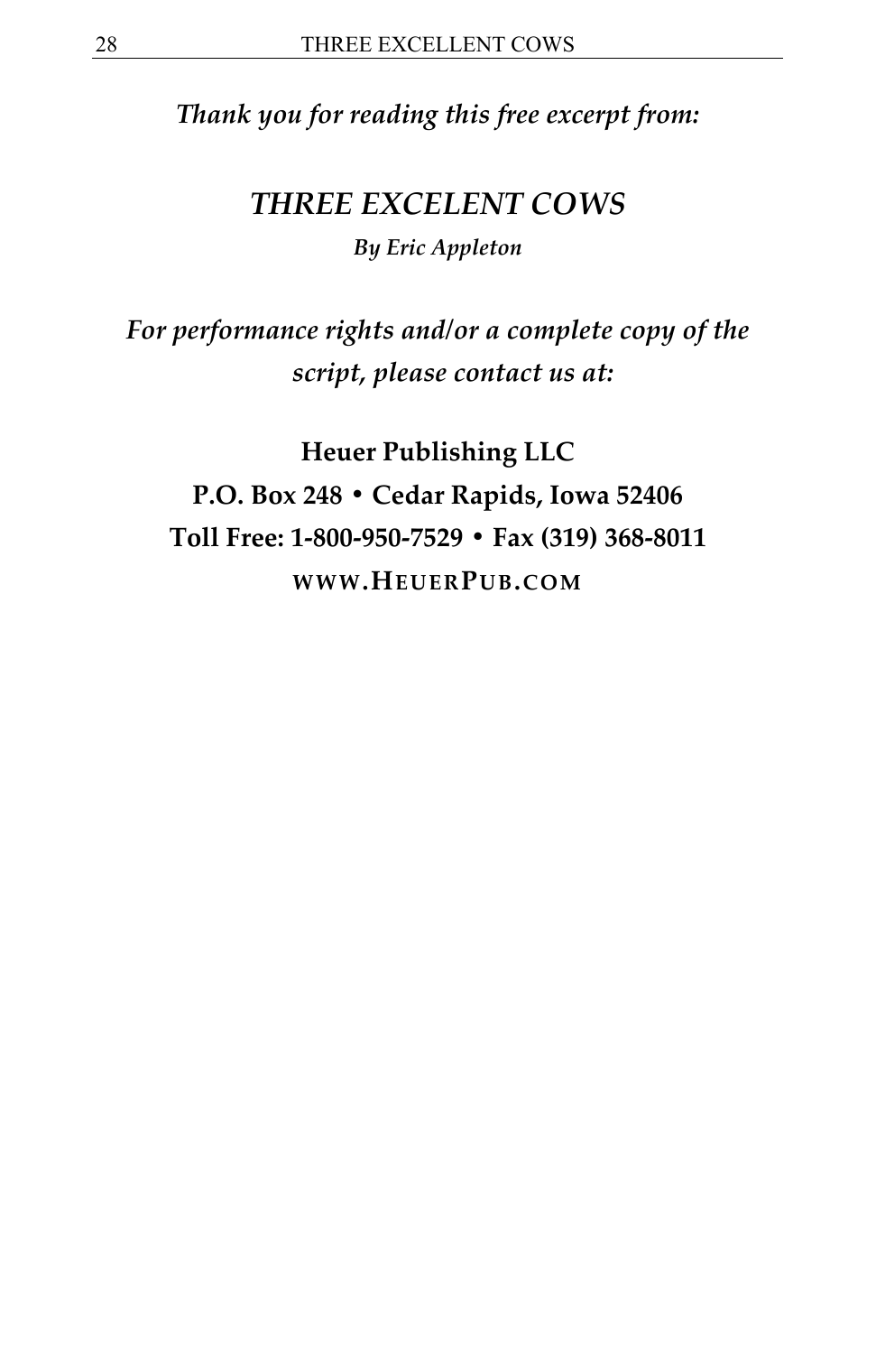*Thank you for reading this free excerpt from:*

## *THREE EXCELENT COWS*

***By Eric Appleton***

*For performance rights and/or a complete copy of the script, please contact us at:*

**Heuer Publishing LLC**

**P.O. Box 248 • Cedar Rapids, Iowa 52406**

**Toll Free: 1-800-950-7529 • Fax (319) 368-8011**

**WWW.HEUERPUB.COM**